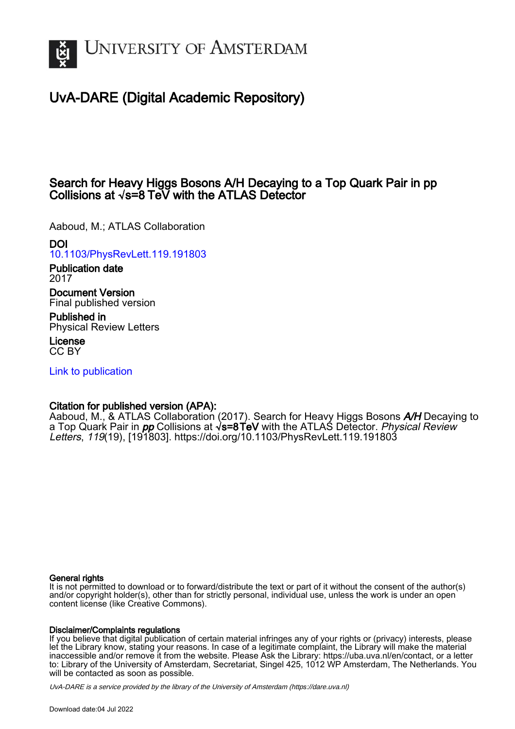# University of Amsterdam

## UvA-DARE (Digital Academic Repository)

# Search for Heavy Higgs Bosons A/H Decaying to a Top Quark Pair in pp Collisions at $\sqrt{s}$=8 TeV with the ATLAS Detector

Aaboud, M.; ATLAS Collaboration

**DOI**
10.1103/PhysRevLett.119.191803

**Publication date**
2017

**Document Version**
Final published version

**Published in**
Physical Review Letters

**License**
CC BY

Link to publication

**Citation for published version (APA):**
Aaboud, M., & ATLAS Collaboration (2017). Search for Heavy Higgs Bosons *A/H* Decaying to a Top Quark Pair in *pp* Collisions at $\sqrt{s}$=8 TeV with the ATLAS Detector. *Physical Review Letters*, *119*(19), [191803]. https://doi.org/10.1103/PhysRevLett.119.191803

**General rights**
It is not permitted to download or to forward/distribute the text or part of it without the consent of the author(s) and/or copyright holder(s), other than for strictly personal, individual use, unless the work is under an open content license (like Creative Commons).

**Disclaimer/Complaints regulations**
If you believe that digital publication of certain material infringes any of your rights or (privacy) interests, please let the Library know, stating your reasons. In case of a legitimate complaint, the Library will make the material inaccessible and/or remove it from the website. Please Ask the Library: https://uba.uva.nl/en/contact, or a letter to: Library of the University of Amsterdam, Secretariat, Singel 425, 1012 WP Amsterdam, The Netherlands. You will be contacted as soon as possible.

*UvA-DARE is a service provided by the library of the University of Amsterdam (https://dare.uva.nl)*

Download date:04 Jul 2022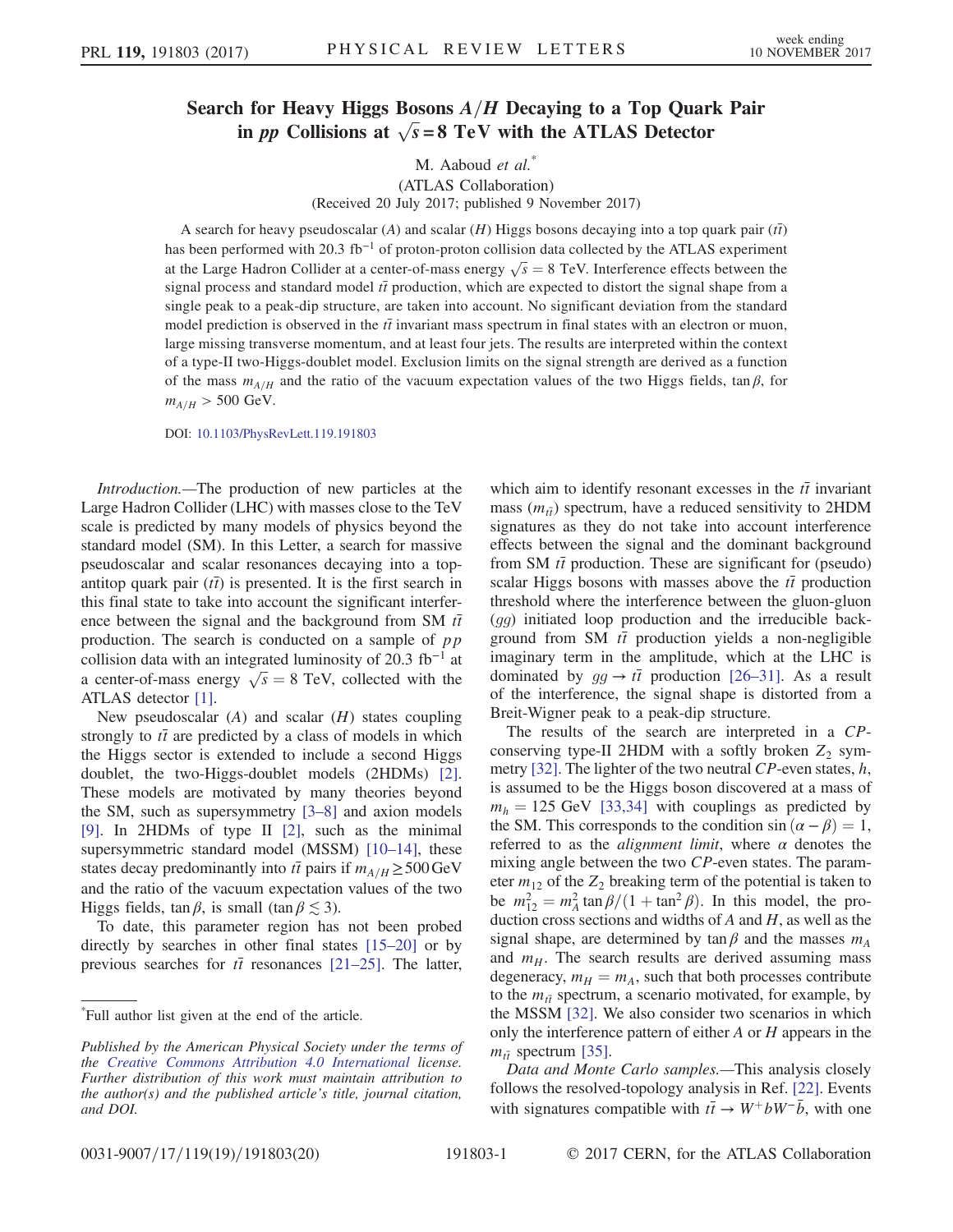# Search for Heavy Higgs Bosons $A/H$ Decaying to a Top Quark Pair in $pp$ Collisions at $\sqrt{s} = 8$ TeV with the ATLAS Detector

M. Aaboud *et al.*[*]

(ATLAS Collaboration)

(Received 20 July 2017; published 9 November 2017)

A search for heavy pseudoscalar ($A$) and scalar ($H$) Higgs bosons decaying into a top quark pair ($t\bar{t}$) has been performed with 20.3 fb$^{-1}$ of proton-proton collision data collected by the ATLAS experiment at the Large Hadron Collider at a center-of-mass energy $\sqrt{s} = 8$ TeV. Interference effects between the signal process and standard model $t\bar{t}$ production, which are expected to distort the signal shape from a single peak to a peak-dip structure, are taken into account. No significant deviation from the standard model prediction is observed in the $t\bar{t}$ invariant mass spectrum in final states with an electron or muon, large missing transverse momentum, and at least four jets. The results are interpreted within the context of a type-II two-Higgs-doublet model. Exclusion limits on the signal strength are derived as a function of the mass $m_{A/H}$ and the ratio of the vacuum expectation values of the two Higgs fields, $\tan\beta$, for $m_{A/H} > 500$ GeV.

DOI: 10.1103/PhysRevLett.119.191803

*Introduction.*—The production of new particles at the Large Hadron Collider (LHC) with masses close to the TeV scale is predicted by many models of physics beyond the standard model (SM). In this Letter, a search for massive pseudoscalar and scalar resonances decaying into a top-antitop quark pair ($t\bar{t}$) is presented. It is the first search in this final state to take into account the significant interference between the signal and the background from SM $t\bar{t}$ production. The search is conducted on a sample of $pp$ collision data with an integrated luminosity of 20.3 fb$^{-1}$ at a center-of-mass energy $\sqrt{s} = 8$ TeV, collected with the ATLAS detector [1].

New pseudoscalar ($A$) and scalar ($H$) states coupling strongly to $t\bar{t}$ are predicted by a class of models in which the Higgs sector is extended to include a second Higgs doublet, the two-Higgs-doublet models (2HDMs) [2]. These models are motivated by many theories beyond the SM, such as supersymmetry [3–8] and axion models [9]. In 2HDMs of type II [2], such as the minimal supersymmetric standard model (MSSM) [10–14], these states decay predominantly into $t\bar{t}$ pairs if $m_{A/H} \gtrsim 500$ GeV and the ratio of the vacuum expectation values of the two Higgs fields, $\tan\beta$, is small ($\tan\beta \lesssim 3$).

To date, this parameter region has not been probed directly by searches in other final states [15–20] or by previous searches for $t\bar{t}$ resonances [21–25]. The latter, which aim to identify resonant excesses in the $t\bar{t}$ invariant mass ($m_{t\bar{t}}$) spectrum, have a reduced sensitivity to 2HDM signatures as they do not take into account interference effects between the signal and the dominant background from SM $t\bar{t}$ production. These are significant for (pseudo) scalar Higgs bosons with masses above the $t\bar{t}$ production threshold where the interference between the gluon-gluon ($gg$) initiated loop production and the irreducible background from SM $t\bar{t}$ production yields a non-negligible imaginary term in the amplitude, which at the LHC is dominated by $gg \to t\bar{t}$ production [26–31]. As a result of the interference, the signal shape is distorted from a Breit-Wigner peak to a peak-dip structure.

The results of the search are interpreted in a $CP$-conserving type-II 2HDM with a softly broken $Z_2$ symmetry [32]. The lighter of the two neutral $CP$-even states, $h$, is assumed to be the Higgs boson discovered at a mass of $m_h = 125$ GeV [33,34] with couplings as predicted by the SM. This corresponds to the condition $\sin(\alpha - \beta) = 1$, referred to as the *alignment limit*, where $\alpha$ denotes the mixing angle between the two $CP$-even states. The parameter $m_{12}$ of the $Z_2$ breaking term of the potential is taken to be $m_{12}^2 = m_A^2 \tan\beta/(1 + \tan^2\beta)$. In this model, the production cross sections and widths of $A$ and $H$, as well as the signal shape, are determined by $\tan\beta$ and the masses $m_A$ and $m_H$. The search results are derived assuming mass degeneracy, $m_H = m_A$, such that both processes contribute to the $m_{t\bar{t}}$ spectrum, a scenario motivated, for example, by the MSSM [32]. We also consider two scenarios in which only the interference pattern of either $A$ or $H$ appears in the $m_{t\bar{t}}$ spectrum [35].

*Data and Monte Carlo samples.*—This analysis closely follows the resolved-topology analysis in Ref. [22]. Events with signatures compatible with $t\bar{t} \to W^+ bW^- \bar{b}$, with one

---

[*]Full author list given at the end of the article.

*Published by the American Physical Society under the terms of the Creative Commons Attribution 4.0 International license. Further distribution of this work must maintain attribution to the author(s) and the published article's title, journal citation, and DOI.*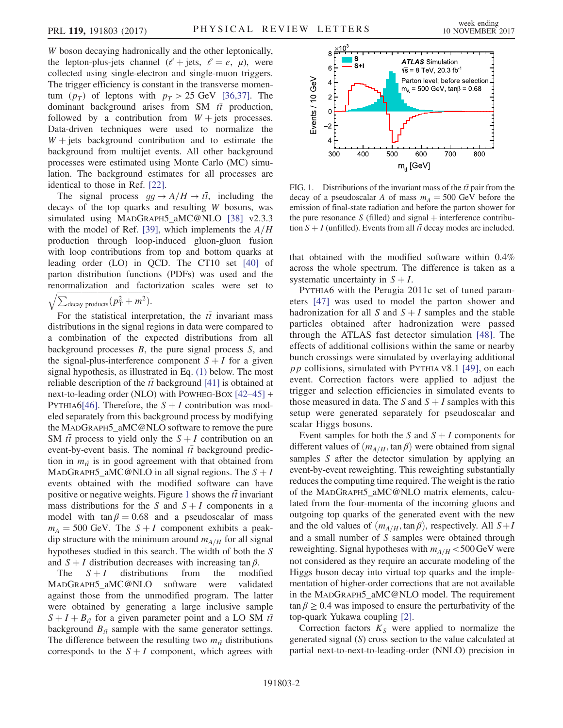$W$ boson decaying hadronically and the other leptonically, the lepton-plus-jets channel ($\ell$ + jets, $\ell = e$, $\mu$), were collected using single-electron and single-muon triggers. The trigger efficiency is constant in the transverse momentum ($p_T$) of leptons with $p_T > 25$ GeV [36,37]. The dominant background arises from SM $t\bar{t}$ production, followed by a contribution from $W$ + jets processes. Data-driven techniques were used to normalize the $W$ + jets background contribution and to estimate the background from multijet events. All other background processes were estimated using Monte Carlo (MC) simulation. The background estimates for all processes are identical to those in Ref. [22].

The signal process $gg \to A/H \to t\bar{t}$, including the decays of the top quarks and resulting $W$ bosons, was simulated using MadGraph5_aMC@NLO [38] v2.3.3 with the model of Ref. [39], which implements the $A/H$ production through loop-induced gluon-gluon fusion with loop contributions from top and bottom quarks at leading order (LO) in QCD. The CT10 set [40] of parton distribution functions (PDFs) was used and the renormalization and factorization scales were set to $\sqrt{\sum_{\text{decay products}}(p_T^2 + m^2)}$.

For the statistical interpretation, the $t\bar{t}$ invariant mass distributions in the signal regions in data were compared to a combination of the expected distributions from all background processes $B$, the pure signal process $S$, and the signal-plus-interference component $S + I$ for a given signal hypothesis, as illustrated in Eq. (1) below. The most reliable description of the $t\bar{t}$ background [41] is obtained at next-to-leading order (NLO) with Powheg-Box [42–45] + Pythia6[46]. Therefore, the $S + I$ contribution was modeled separately from this background process by modifying the MadGraph5_aMC@NLO software to remove the pure SM $t\bar{t}$ process to yield only the $S + I$ contribution on an event-by-event basis. The nominal $t\bar{t}$ background prediction in $m_{t\bar{t}}$ is in good agreement with that obtained from MadGraph5_aMC@NLO in all signal regions. The $S + I$ events obtained with the modified software can have positive or negative weights. Figure 1 shows the $t\bar{t}$ invariant mass distributions for the $S$ and $S + I$ components in a model with $\tan\beta = 0.68$ and a pseudoscalar of mass $m_A = 500$ GeV. The $S + I$ component exhibits a peak-dip structure with the minimum around $m_{A/H}$ for all signal hypotheses studied in this search. The width of both the $S$ and $S + I$ distribution decreases with increasing $\tan\beta$.

The $S + I$ distributions from the modified MadGraph5_aMC@NLO software were validated against those from the unmodified program. The latter were obtained by generating a large inclusive sample $S + I + B_{t\bar{t}}$ for a given parameter point and a LO SM $t\bar{t}$ background $B_{t\bar{t}}$ sample with the same generator settings. The difference between the resulting two $m_{t\bar{t}}$ distributions corresponds to the $S + I$ component, which agrees with that obtained with the modified software within 0.4% across the whole spectrum. The difference is taken as a systematic uncertainty in $S + I$.

FIG. 1. Distributions of the invariant mass of the $t\bar{t}$ pair from the decay of a pseudoscalar $A$ of mass $m_A = 500$ GeV before the emission of final-state radiation and before the parton shower for the pure resonance $S$ (filled) and signal + interference contribution $S + I$ (unfilled). Events from all $t\bar{t}$ decay modes are included.

Pythia6 with the Perugia 2011c set of tuned parameters [47] was used to model the parton shower and hadronization for all $S$ and $S + I$ samples and the stable particles obtained after hadronization were passed through the ATLAS fast detector simulation [48]. The effects of additional collisions within the same or nearby bunch crossings were simulated by overlaying additional $pp$ collisions, simulated with Pythia v8.1 [49], on each event. Correction factors were applied to adjust the trigger and selection efficiencies in simulated events to those measured in data. The $S$ and $S + I$ samples with this setup were generated separately for pseudoscalar and scalar Higgs bosons.

Event samples for both the $S$ and $S + I$ components for different values of $(m_{A/H}, \tan\beta)$ were obtained from signal samples $S$ after the detector simulation by applying an event-by-event reweighting. This reweighting substantially reduces the computing time required. The weight is the ratio of the MadGraph5_aMC@NLO matrix elements, calculated from the four-momenta of the incoming gluons and outgoing top quarks of the generated event with the new and the old values of $(m_{A/H}, \tan\beta)$, respectively. All $S+I$ and a small number of $S$ samples were obtained through reweighting. Signal hypotheses with $m_{A/H} < 500$ GeV were not considered as they require an accurate modeling of the Higgs boson decay into virtual top quarks and the implementation of higher-order corrections that are not available in the MadGraph5_aMC@NLO model. The requirement $\tan\beta \geq 0.4$ was imposed to ensure the perturbativity of the top-quark Yukawa coupling [2].

Correction factors $K_S$ were applied to normalize the generated signal ($S$) cross section to the value calculated at partial next-to-next-to-leading-order (NNLO) precision in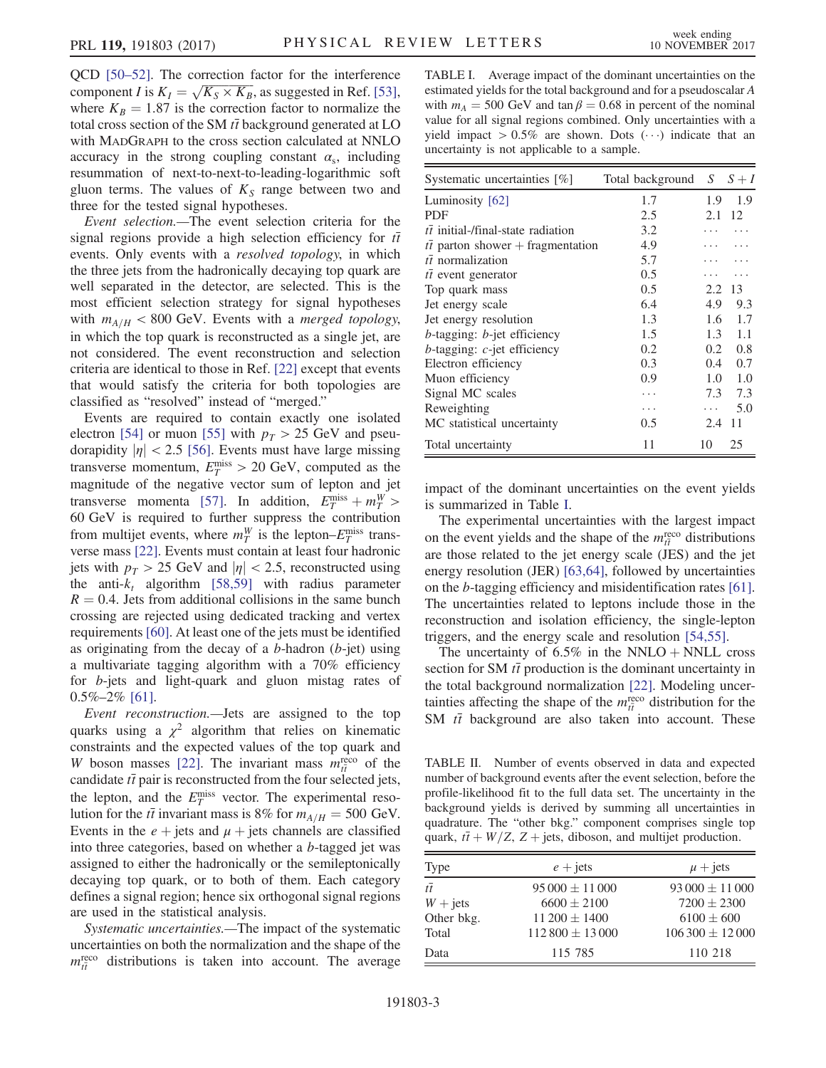QCD [50–52]. The correction factor for the interference component $I$ is $K_I = \sqrt{K_S \times K_B}$, as suggested in Ref. [53], where $K_B = 1.87$ is the correction factor to normalize the total cross section of the SM $t\bar{t}$ background generated at LO with MadGraph to the cross section calculated at NNLO accuracy in the strong coupling constant $\alpha_s$, including resummation of next-to-next-to-leading-logarithmic soft gluon terms. The values of $K_S$ range between two and three for the tested signal hypotheses.

*Event selection.*—The event selection criteria for the signal regions provide a high selection efficiency for $t\bar{t}$ events. Only events with a *resolved topology*, in which the three jets from the hadronically decaying top quark are well separated in the detector, are selected. This is the most efficient selection strategy for signal hypotheses with $m_{A/H} < 800$ GeV. Events with a *merged topology*, in which the top quark is reconstructed as a single jet, are not considered. The event reconstruction and selection criteria are identical to those in Ref. [22] except that events that would satisfy the criteria for both topologies are classified as "resolved" instead of "merged."

Events are required to contain exactly one isolated electron [54] or muon [55] with $p_T > 25$ GeV and pseudorapidity $|\eta| < 2.5$ [56]. Events must have large missing transverse momentum, $E_T^{\text{miss}} > 20$ GeV, computed as the magnitude of the negative vector sum of lepton and jet transverse momenta [57]. In addition, $E_T^{\text{miss}} + m_T^W > 60$ GeV is required to further suppress the contribution from multijet events, where $m_T^W$ is the lepton–$E_T^{\text{miss}}$ transverse mass [22]. Events must contain at least four hadronic jets with $p_T > 25$ GeV and $|\eta| < 2.5$, reconstructed using the anti-$k_t$ algorithm [58,59] with radius parameter $R = 0.4$. Jets from additional collisions in the same bunch crossing are rejected using dedicated tracking and vertex requirements [60]. At least one of the jets must be identified as originating from the decay of a $b$-hadron ($b$-jet) using a multivariate tagging algorithm with a 70% efficiency for $b$-jets and light-quark and gluon mistag rates of 0.5%–2% [61].

*Event reconstruction.*—Jets are assigned to the top quarks using a $\chi^2$ algorithm that relies on kinematic constraints and the expected values of the top quark and $W$ boson masses [22]. The invariant mass $m_{t\bar{t}}^{\text{reco}}$ of the candidate $t\bar{t}$ pair is reconstructed from the four selected jets, the lepton, and the $E_T^{\text{miss}}$ vector. The experimental resolution for the $t\bar{t}$ invariant mass is 8% for $m_{A/H} = 500$ GeV. Events in the $e$ + jets and $\mu$ + jets channels are classified into three categories, based on whether a $b$-tagged jet was assigned to either the hadronically or the semileptonically decaying top quark, or to both of them. Each category defines a signal region; hence six orthogonal signal regions are used in the statistical analysis.

*Systematic uncertainties.*—The impact of the systematic uncertainties on both the normalization and the shape of the $m_{t\bar{t}}^{\text{reco}}$ distributions is taken into account. The average impact of the dominant uncertainties on the event yields is summarized in Table I.

TABLE I. Average impact of the dominant uncertainties on the estimated yields for the total background and for a pseudoscalar $A$ with $m_A = 500$ GeV and $\tan\beta = 0.68$ in percent of the nominal value for all signal regions combined. Only uncertainties with a yield impact $> 0.5\%$ are shown. Dots $(\cdots)$ indicate that an uncertainty is not applicable to a sample.

| Systematic uncertainties [%] | Total background | $S$ | $S+I$ |
|---|---|---|---|
| Luminosity [62] | 1.7 | 1.9 | 1.9 |
| PDF | 2.5 | 2.1 | 12 |
| $t\bar{t}$ initial-/final-state radiation | 3.2 | ··· | ··· |
| $t\bar{t}$ parton shower + fragmentation | 4.9 | ··· | ··· |
| $t\bar{t}$ normalization | 5.7 | ··· | ··· |
| $t\bar{t}$ event generator | 0.5 | ··· | ··· |
| Top quark mass | 0.5 | 2.2 | 13 |
| Jet energy scale | 6.4 | 4.9 | 9.3 |
| Jet energy resolution | 1.3 | 1.6 | 1.7 |
| $b$-tagging: $b$-jet efficiency | 1.5 | 1.3 | 1.1 |
| $b$-tagging: $c$-jet efficiency | 0.2 | 0.2 | 0.8 |
| Electron efficiency | 0.3 | 0.4 | 0.7 |
| Muon efficiency | 0.9 | 1.0 | 1.0 |
| Signal MC scales | ··· | 7.3 | 7.3 |
| Reweighting | ··· | ··· | 5.0 |
| MC statistical uncertainty | 0.5 | 2.4 | 11 |
| Total uncertainty | 11 | 10 | 25 |

The experimental uncertainties with the largest impact on the event yields and the shape of the $m_{t\bar{t}}^{\text{reco}}$ distributions are those related to the jet energy scale (JES) and the jet energy resolution (JER) [63,64], followed by uncertainties on the $b$-tagging efficiency and misidentification rates [61]. The uncertainties related to leptons include those in the reconstruction and isolation efficiency, the single-lepton triggers, and the energy scale and resolution [54,55].

The uncertainty of 6.5% in the NNLO + NNLL cross section for SM $t\bar{t}$ production is the dominant uncertainty in the total background normalization [22]. Modeling uncertainties affecting the shape of the $m_{t\bar{t}}^{\text{reco}}$ distribution for the SM $t\bar{t}$ background are also taken into account. These

TABLE II. Number of events observed in data and expected number of background events after the event selection, before the profile-likelihood fit to the full data set. The uncertainty in the background yields is derived by summing all uncertainties in quadrature. The "other bkg." component comprises single top quark, $t\bar{t} + W/Z$, $Z$ + jets, diboson, and multijet production.

| Type | $e$ + jets | $\mu$ + jets |
|---|---|---|
| $t\bar{t}$ | $95\,000 \pm 11\,000$ | $93\,000 \pm 11\,000$ |
| $W$ + jets | $6600 \pm 2100$ | $7200 \pm 2300$ |
| Other bkg. | $11\,200 \pm 1400$ | $6100 \pm 600$ |
| Total | $112\,800 \pm 13\,000$ | $106\,300 \pm 12\,000$ |
| Data | 115 785 | 110 218 |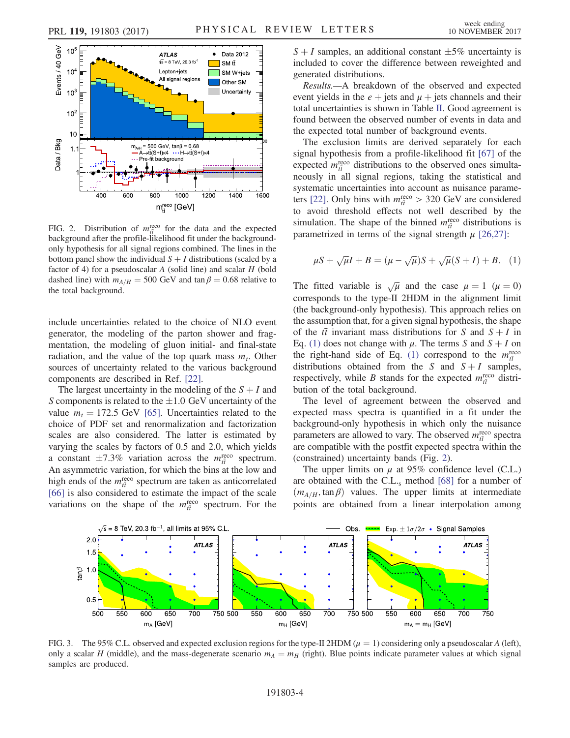FIG. 2. Distribution of $m_{t\bar{t}}^{\text{reco}}$ for the data and the expected background after the profile-likelihood fit under the background-only hypothesis for all signal regions combined. The lines in the bottom panel show the individual $S+I$ distributions (scaled by a factor of 4) for a pseudoscalar $A$ (solid line) and scalar $H$ (bold dashed line) with $m_{A/H} = 500$ GeV and $\tan\beta = 0.68$ relative to the total background.

include uncertainties related to the choice of NLO event generator, the modeling of the parton shower and fragmentation, the modeling of gluon initial- and final-state radiation, and the value of the top quark mass $m_t$. Other sources of uncertainty related to the various background components are described in Ref. [22].

The largest uncertainty in the modeling of the $S+I$ and $S$ components is related to the $\pm 1.0$ GeV uncertainty of the value $m_t = 172.5$ GeV [65]. Uncertainties related to the choice of PDF set and renormalization and factorization scales are also considered. The latter is estimated by varying the scales by factors of 0.5 and 2.0, which yields a constant $\pm 7.3\%$ variation across the $m_{t\bar{t}}^{\text{reco}}$ spectrum. An asymmetric variation, for which the bins at the low and high ends of the $m_{t\bar{t}}^{\text{reco}}$ spectrum are taken as anticorrelated [66] is also considered to estimate the impact of the scale variations on the shape of the $m_{t\bar{t}}^{\text{reco}}$ spectrum. For the $S+I$ samples, an additional constant $\pm 5\%$ uncertainty is included to cover the difference between reweighted and generated distributions.

*Results.*—A breakdown of the observed and expected event yields in the $e+$jets and $\mu+$jets channels and their total uncertainties is shown in Table II. Good agreement is found between the observed number of events in data and the expected total number of background events.

The exclusion limits are derived separately for each signal hypothesis from a profile-likelihood fit [67] of the expected $m_{t\bar{t}}^{\text{reco}}$ distributions to the observed ones simultaneously in all signal regions, taking the statistical and systematic uncertainties into account as nuisance parameters [22]. Only bins with $m_{t\bar{t}}^{\text{reco}} > 320$ GeV are considered to avoid threshold effects not well described by the simulation. The shape of the binned $m_{t\bar{t}}^{\text{reco}}$ distributions is parametrized in terms of the signal strength $\mu$ [26,27]:

$$\mu S + \sqrt{\mu} I + B = (\mu - \sqrt{\mu}) S + \sqrt{\mu}(S+I) + B. \quad (1)$$

The fitted variable is $\sqrt{\mu}$ and the case $\mu = 1$ ($\mu = 0$) corresponds to the type-II 2HDM in the alignment limit (the background-only hypothesis). This approach relies on the assumption that, for a given signal hypothesis, the shape of the $t\bar{t}$ invariant mass distributions for $S$ and $S+I$ in Eq. (1) does not change with $\mu$. The terms $S$ and $S+I$ on the right-hand side of Eq. (1) correspond to the $m_{t\bar{t}}^{\text{reco}}$ distributions obtained from the $S$ and $S+I$ samples, respectively, while $B$ stands for the expected $m_{t\bar{t}}^{\text{reco}}$ distribution of the total background.

The level of agreement between the observed and expected mass spectra is quantified in a fit under the background-only hypothesis in which only the nuisance parameters are allowed to vary. The observed $m_{t\bar{t}}^{\text{reco}}$ spectra are compatible with the postfit expected spectra within the (constrained) uncertainty bands (Fig. 2).

The upper limits on $\mu$ at 95% confidence level (C.L.) are obtained with the C.L.$_s$ method [68] for a number of ($m_{A/H}, \tan\beta$) values. The upper limits at intermediate points are obtained from a linear interpolation among

FIG. 3. The 95% C.L. observed and expected exclusion regions for the type-II 2HDM ($\mu = 1$) considering only a pseudoscalar $A$ (left), only a scalar $H$ (middle), and the mass-degenerate scenario $m_A = m_H$ (right). Blue points indicate parameter values at which signal samples are produced.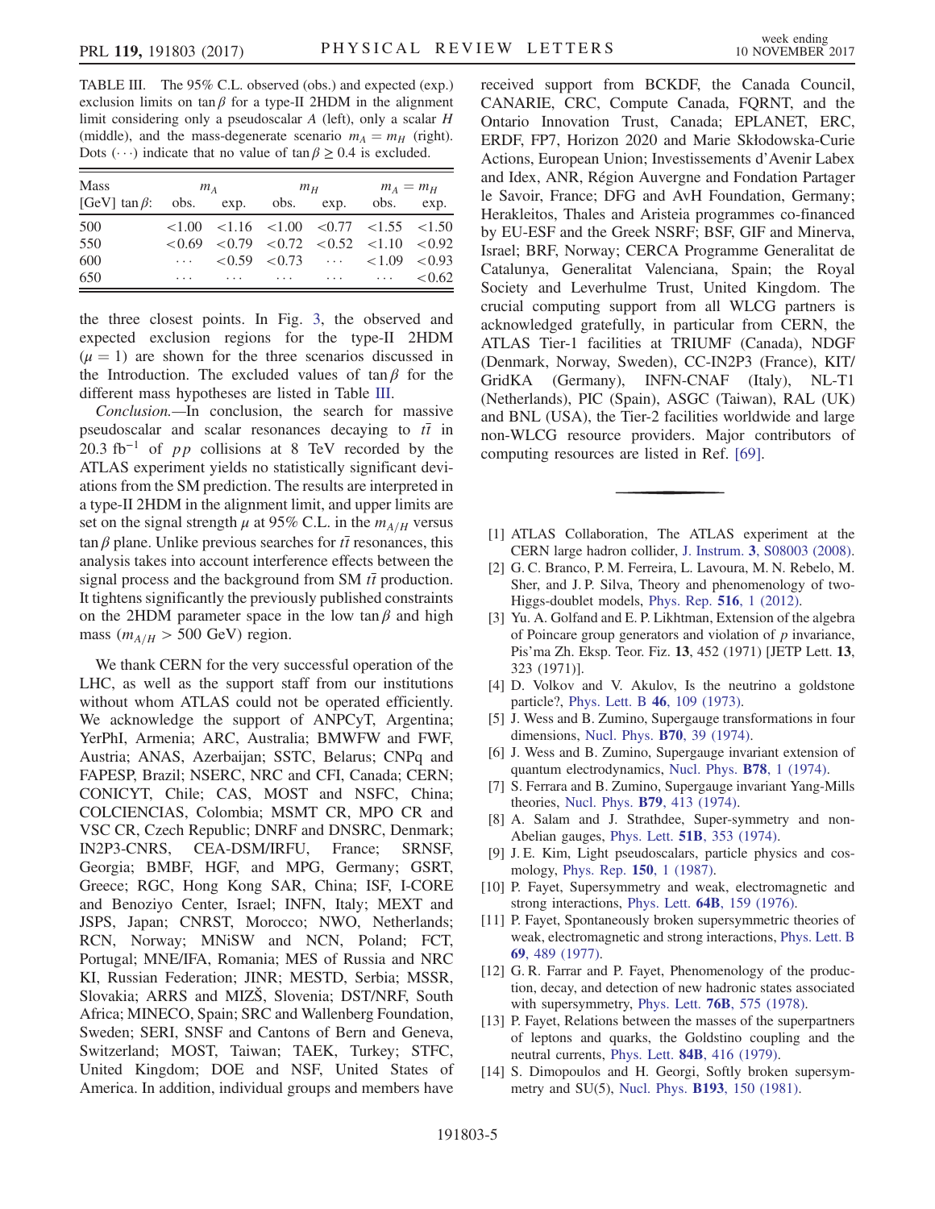TABLE III. The 95% C.L. observed (obs.) and expected (exp.) exclusion limits on $\tan\beta$ for a type-II 2HDM in the alignment limit considering only a pseudoscalar $A$ (left), only a scalar $H$ (middle), and the mass-degenerate scenario $m_A = m_H$ (right). Dots $(\cdots)$ indicate that no value of $\tan\beta \geq 0.4$ is excluded.

| Mass | $m_A$ | | $m_H$ | | $m_A = m_H$ | |
|---|---|---|---|---|---|---|
| [GeV] $\tan\beta$: | obs. | exp. | obs. | exp. | obs. | exp. |
| 500 | $<1.00$ | $<1.16$ | $<1.00$ | $<0.77$ | $<1.55$ | $<1.50$ |
| 550 | $<0.69$ | $<0.79$ | $<0.72$ | $<0.52$ | $<1.10$ | $<0.92$ |
| 600 | $\cdots$ | $<0.59$ | $<0.73$ | $\cdots$ | $<1.09$ | $<0.93$ |
| 650 | $\cdots$ | $\cdots$ | $\cdots$ | $\cdots$ | $\cdots$ | $<0.62$ |

the three closest points. In Fig. 3, the observed and expected exclusion regions for the type-II 2HDM ($\mu = 1$) are shown for the three scenarios discussed in the Introduction. The excluded values of $\tan\beta$ for the different mass hypotheses are listed in Table III.

*Conclusion.*—In conclusion, the search for massive pseudoscalar and scalar resonances decaying to $t\bar{t}$ in 20.3 fb$^{-1}$ of $pp$ collisions at 8 TeV recorded by the ATLAS experiment yields no statistically significant deviations from the SM prediction. The results are interpreted in a type-II 2HDM in the alignment limit, and upper limits are set on the signal strength $\mu$ at 95% C.L. in the $m_{A/H}$ versus $\tan\beta$ plane. Unlike previous searches for $t\bar{t}$ resonances, this analysis takes into account interference effects between the signal process and the background from SM $t\bar{t}$ production. It tightens significantly the previously published constraints on the 2HDM parameter space in the low $\tan\beta$ and high mass ($m_{A/H} > 500$ GeV) region.

We thank CERN for the very successful operation of the LHC, as well as the support staff from our institutions without whom ATLAS could not be operated efficiently. We acknowledge the support of ANPCyT, Argentina; YerPhI, Armenia; ARC, Australia; BMWFW and FWF, Austria; ANAS, Azerbaijan; SSTC, Belarus; CNPq and FAPESP, Brazil; NSERC, NRC and CFI, Canada; CERN; CONICYT, Chile; CAS, MOST and NSFC, China; COLCIENCIAS, Colombia; MSMT CR, MPO CR and VSC CR, Czech Republic; DNRF and DNSRC, Denmark; IN2P3-CNRS, CEA-DSM/IRFU, France; SRNSF, Georgia; BMBF, HGF, and MPG, Germany; GSRT, Greece; RGC, Hong Kong SAR, China; ISF, I-CORE and Benoziyo Center, Israel; INFN, Italy; MEXT and JSPS, Japan; CNRST, Morocco; NWO, Netherlands; RCN, Norway; MNiSW and NCN, Poland; FCT, Portugal; MNE/IFA, Romania; MES of Russia and NRC KI, Russian Federation; JINR; MESTD, Serbia; MSSR, Slovakia; ARRS and MIZŠ, Slovenia; DST/NRF, South Africa; MINECO, Spain; SRC and Wallenberg Foundation, Sweden; SERI, SNSF and Cantons of Bern and Geneva, Switzerland; MOST, Taiwan; TAEK, Turkey; STFC, United Kingdom; DOE and NSF, United States of America. In addition, individual groups and members have received support from BCKDF, the Canada Council, CANARIE, CRC, Compute Canada, FQRNT, and the Ontario Innovation Trust, Canada; EPLANET, ERC, ERDF, FP7, Horizon 2020 and Marie Skłodowska-Curie Actions, European Union; Investissements d'Avenir Labex and Idex, ANR, Région Auvergne and Fondation Partager le Savoir, France; DFG and AvH Foundation, Germany; Herakleitos, Thales and Aristeia programmes co-financed by EU-ESF and the Greek NSRF; BSF, GIF and Minerva, Israel; BRF, Norway; CERCA Programme Generalitat de Catalunya, Generalitat Valenciana, Spain; the Royal Society and Leverhulme Trust, United Kingdom. The crucial computing support from all WLCG partners is acknowledged gratefully, in particular from CERN, the ATLAS Tier-1 facilities at TRIUMF (Canada), NDGF (Denmark, Norway, Sweden), CC-IN2P3 (France), KIT/GridKA (Germany), INFN-CNAF (Italy), NL-T1 (Netherlands), PIC (Spain), ASGC (Taiwan), RAL (UK) and BNL (USA), the Tier-2 facilities worldwide and large non-WLCG resource providers. Major contributors of computing resources are listed in Ref. [69].

---

[1] ATLAS Collaboration, The ATLAS experiment at the CERN large hadron collider, J. Instrum. **3**, S08003 (2008).

[2] G. C. Branco, P. M. Ferreira, L. Lavoura, M. N. Rebelo, M. Sher, and J. P. Silva, Theory and phenomenology of two-Higgs-doublet models, Phys. Rep. **516**, 1 (2012).

[3] Yu. A. Golfand and E. P. Likhtman, Extension of the algebra of Poincare group generators and violation of $p$ invariance, Pis'ma Zh. Eksp. Teor. Fiz. **13**, 452 (1971) [JETP Lett. **13**, 323 (1971)].

[4] D. Volkov and V. Akulov, Is the neutrino a goldstone particle?, Phys. Lett. B **46**, 109 (1973).

[5] J. Wess and B. Zumino, Supergauge transformations in four dimensions, Nucl. Phys. **B70**, 39 (1974).

[6] J. Wess and B. Zumino, Supergauge invariant extension of quantum electrodynamics, Nucl. Phys. **B78**, 1 (1974).

[7] S. Ferrara and B. Zumino, Supergauge invariant Yang-Mills theories, Nucl. Phys. **B79**, 413 (1974).

[8] A. Salam and J. Strathdee, Super-symmetry and non-Abelian gauges, Phys. Lett. **51B**, 353 (1974).

[9] J. E. Kim, Light pseudoscalars, particle physics and cosmology, Phys. Rep. **150**, 1 (1987).

[10] P. Fayet, Supersymmetry and weak, electromagnetic and strong interactions, Phys. Lett. **64B**, 159 (1976).

[11] P. Fayet, Spontaneously broken supersymmetric theories of weak, electromagnetic and strong interactions, Phys. Lett. B **69**, 489 (1977).

[12] G. R. Farrar and P. Fayet, Phenomenology of the production, decay, and detection of new hadronic states associated with supersymmetry, Phys. Lett. **76B**, 575 (1978).

[13] P. Fayet, Relations between the masses of the superpartners of leptons and quarks, the Goldstino coupling and the neutral currents, Phys. Lett. **84B**, 416 (1979).

[14] S. Dimopoulos and H. Georgi, Softly broken supersymmetry and SU(5), Nucl. Phys. **B193**, 150 (1981).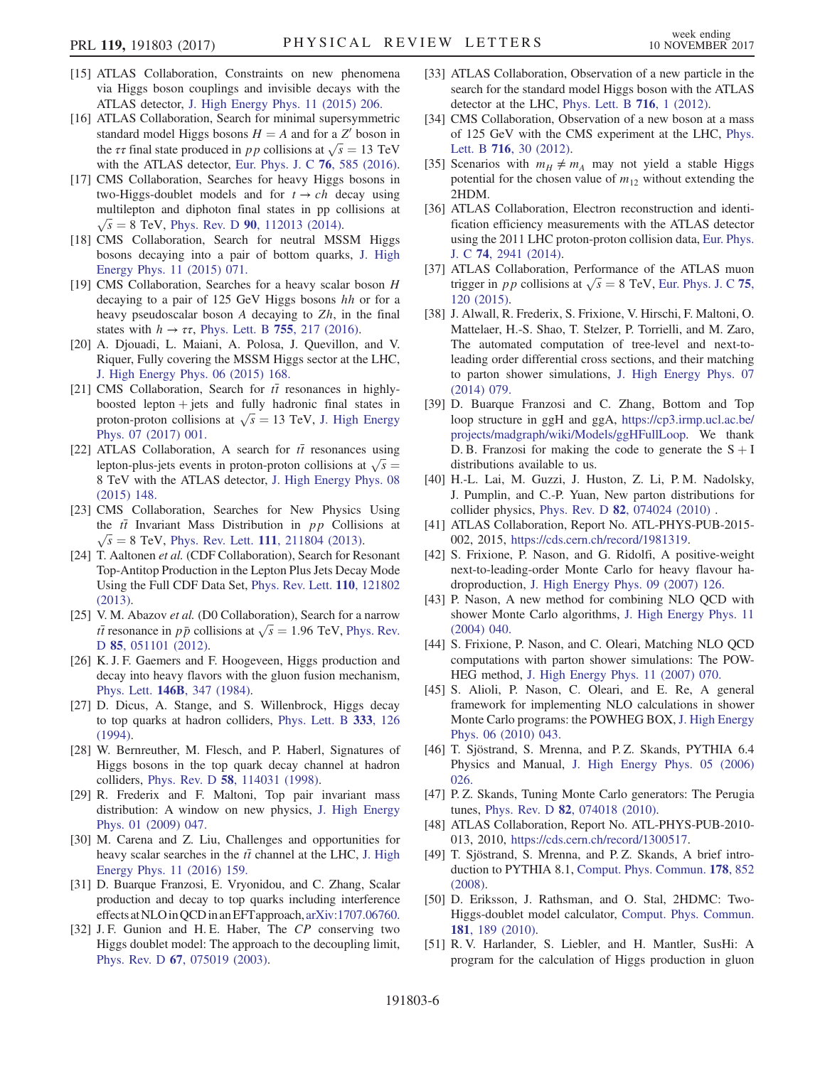[15] ATLAS Collaboration, Constraints on new phenomena via Higgs boson couplings and invisible decays with the ATLAS detector, J. High Energy Phys. 11 (2015) 206.

[16] ATLAS Collaboration, Search for minimal supersymmetric standard model Higgs bosons $H = A$ and for a $Z'$ boson in the $\tau\tau$ final state produced in $pp$ collisions at $\sqrt{s} = 13$ TeV with the ATLAS detector, Eur. Phys. J. C **76**, 585 (2016).

[17] CMS Collaboration, Searches for heavy Higgs bosons in two-Higgs-doublet models and for $t \to ch$ decay using multilepton and diphoton final states in pp collisions at $\sqrt{s} = 8$ TeV, Phys. Rev. D **90**, 112013 (2014).

[18] CMS Collaboration, Search for neutral MSSM Higgs bosons decaying into a pair of bottom quarks, J. High Energy Phys. 11 (2015) 071.

[19] CMS Collaboration, Searches for a heavy scalar boson $H$ decaying to a pair of 125 GeV Higgs bosons $hh$ or for a heavy pseudoscalar boson $A$ decaying to $Zh$, in the final states with $h \to \tau\tau$, Phys. Lett. B **755**, 217 (2016).

[20] A. Djouadi, L. Maiani, A. Polosa, J. Quevillon, and V. Riquer, Fully covering the MSSM Higgs sector at the LHC, J. High Energy Phys. 06 (2015) 168.

[21] CMS Collaboration, Search for $t\bar{t}$ resonances in highly-boosted lepton + jets and fully hadronic final states in proton-proton collisions at $\sqrt{s} = 13$ TeV, J. High Energy Phys. 07 (2017) 001.

[22] ATLAS Collaboration, A search for $t\bar{t}$ resonances using lepton-plus-jets events in proton-proton collisions at $\sqrt{s} = 8$ TeV with the ATLAS detector, J. High Energy Phys. 08 (2015) 148.

[23] CMS Collaboration, Searches for New Physics Using the $t\bar{t}$ Invariant Mass Distribution in $pp$ Collisions at $\sqrt{s} = 8$ TeV, Phys. Rev. Lett. **111**, 211804 (2013).

[24] T. Aaltonen *et al.* (CDF Collaboration), Search for Resonant Top-Antitop Production in the Lepton Plus Jets Decay Mode Using the Full CDF Data Set, Phys. Rev. Lett. **110**, 121802 (2013).

[25] V. M. Abazov *et al.* (D0 Collaboration), Search for a narrow $t\bar{t}$ resonance in $p\bar{p}$ collisions at $\sqrt{s} = 1.96$ TeV, Phys. Rev. D **85**, 051101 (2012).

[26] K. J. F. Gaemers and F. Hoogeveen, Higgs production and decay into heavy flavors with the gluon fusion mechanism, Phys. Lett. **146B**, 347 (1984).

[27] D. Dicus, A. Stange, and S. Willenbrock, Higgs decay to top quarks at hadron colliders, Phys. Lett. B **333**, 126 (1994).

[28] W. Bernreuther, M. Flesch, and P. Haberl, Signatures of Higgs bosons in the top quark decay channel at hadron colliders, Phys. Rev. D **58**, 114031 (1998).

[29] R. Frederix and F. Maltoni, Top pair invariant mass distribution: A window on new physics, J. High Energy Phys. 01 (2009) 047.

[30] M. Carena and Z. Liu, Challenges and opportunities for heavy scalar searches in the $t\bar{t}$ channel at the LHC, J. High Energy Phys. 11 (2016) 159.

[31] D. Buarque Franzosi, E. Vryonidou, and C. Zhang, Scalar production and decay to top quarks including interference effects at NLO in QCD in an EFT approach, arXiv:1707.06760.

[32] J. F. Gunion and H. E. Haber, The $CP$ conserving two Higgs doublet model: The approach to the decoupling limit, Phys. Rev. D **67**, 075019 (2003).

[33] ATLAS Collaboration, Observation of a new particle in the search for the standard model Higgs boson with the ATLAS detector at the LHC, Phys. Lett. B **716**, 1 (2012).

[34] CMS Collaboration, Observation of a new boson at a mass of 125 GeV with the CMS experiment at the LHC, Phys. Lett. B **716**, 30 (2012).

[35] Scenarios with $m_H \neq m_A$ may not yield a stable Higgs potential for the chosen value of $m_{12}$ without extending the 2HDM.

[36] ATLAS Collaboration, Electron reconstruction and identification efficiency measurements with the ATLAS detector using the 2011 LHC proton-proton collision data, Eur. Phys. J. C **74**, 2941 (2014).

[37] ATLAS Collaboration, Performance of the ATLAS muon trigger in $pp$ collisions at $\sqrt{s} = 8$ TeV, Eur. Phys. J. C **75**, 120 (2015).

[38] J. Alwall, R. Frederix, S. Frixione, V. Hirschi, F. Maltoni, O. Mattelaer, H.-S. Shao, T. Stelzer, P. Torrielli, and M. Zaro, The automated computation of tree-level and next-to-leading order differential cross sections, and their matching to parton shower simulations, J. High Energy Phys. 07 (2014) 079.

[39] D. Buarque Franzosi and C. Zhang, Bottom and Top loop structure in ggH and ggA, https://cp3.irmp.ucl.ac.be/projects/madgraph/wiki/Models/ggHFullLoop. We thank D. B. Franzosi for making the code to generate the S + I distributions available to us.

[40] H.-L. Lai, M. Guzzi, J. Huston, Z. Li, P. M. Nadolsky, J. Pumplin, and C.-P. Yuan, New parton distributions for collider physics, Phys. Rev. D **82**, 074024 (2010) .

[41] ATLAS Collaboration, Report No. ATL-PHYS-PUB-2015-002, 2015, https://cds.cern.ch/record/1981319.

[42] S. Frixione, P. Nason, and G. Ridolfi, A positive-weight next-to-leading-order Monte Carlo for heavy flavour hadroproduction, J. High Energy Phys. 09 (2007) 126.

[43] P. Nason, A new method for combining NLO QCD with shower Monte Carlo algorithms, J. High Energy Phys. 11 (2004) 040.

[44] S. Frixione, P. Nason, and C. Oleari, Matching NLO QCD computations with parton shower simulations: The POWHEG method, J. High Energy Phys. 11 (2007) 070.

[45] S. Alioli, P. Nason, C. Oleari, and E. Re, A general framework for implementing NLO calculations in shower Monte Carlo programs: the POWHEG BOX, J. High Energy Phys. 06 (2010) 043.

[46] T. Sjöstrand, S. Mrenna, and P. Z. Skands, PYTHIA 6.4 Physics and Manual, J. High Energy Phys. 05 (2006) 026.

[47] P. Z. Skands, Tuning Monte Carlo generators: The Perugia tunes, Phys. Rev. D **82**, 074018 (2010).

[48] ATLAS Collaboration, Report No. ATL-PHYS-PUB-2010-013, 2010, https://cds.cern.ch/record/1300517.

[49] T. Sjöstrand, S. Mrenna, and P. Z. Skands, A brief introduction to PYTHIA 8.1, Comput. Phys. Commun. **178**, 852 (2008).

[50] D. Eriksson, J. Rathsman, and O. Stal, 2HDMC: Two-Higgs-doublet model calculator, Comput. Phys. Commun. **181**, 189 (2010).

[51] R. V. Harlander, S. Liebler, and H. Mantler, SusHi: A program for the calculation of Higgs production in gluon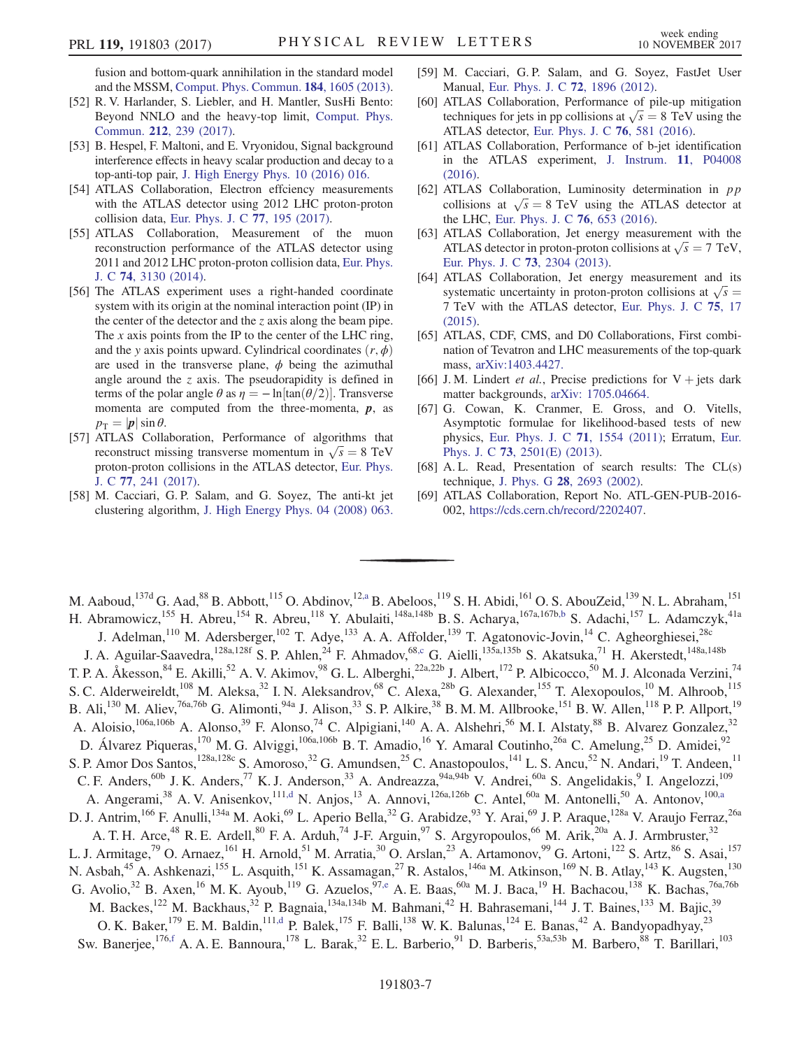fusion and bottom-quark annihilation in the standard model and the MSSM, Comput. Phys. Commun. **184**, 1605 (2013).

[52] R. V. Harlander, S. Liebler, and H. Mantler, SusHi Bento: Beyond NNLO and the heavy-top limit, Comput. Phys. Commun. **212**, 239 (2017).

[53] B. Hespel, F. Maltoni, and E. Vryonidou, Signal background interference effects in heavy scalar production and decay to a top-anti-top pair, J. High Energy Phys. 10 (2016) 016.

[54] ATLAS Collaboration, Electron effciency measurements with the ATLAS detector using 2012 LHC proton-proton collision data, Eur. Phys. J. C **77**, 195 (2017).

[55] ATLAS Collaboration, Measurement of the muon reconstruction performance of the ATLAS detector using 2011 and 2012 LHC proton-proton collision data, Eur. Phys. J. C **74**, 3130 (2014).

[56] The ATLAS experiment uses a right-handed coordinate system with its origin at the nominal interaction point (IP) in the center of the detector and the $z$ axis along the beam pipe. The $x$ axis points from the IP to the center of the LHC ring, and the $y$ axis points upward. Cylindrical coordinates $(r, \phi)$ are used in the transverse plane, $\phi$ being the azimuthal angle around the $z$ axis. The pseudorapidity is defined in terms of the polar angle $\theta$ as $\eta = -\ln[\tan(\theta/2)]$. Transverse momenta are computed from the three-momenta, $\boldsymbol{p}$, as $p_{\mathrm{T}} = |\boldsymbol{p}| \sin\theta$.

[57] ATLAS Collaboration, Performance of algorithms that reconstruct missing transverse momentum in $\sqrt{s} = 8$ TeV proton-proton collisions in the ATLAS detector, Eur. Phys. J. C **77**, 241 (2017).

[58] M. Cacciari, G. P. Salam, and G. Soyez, The anti-kt jet clustering algorithm, J. High Energy Phys. 04 (2008) 063.

[59] M. Cacciari, G. P. Salam, and G. Soyez, FastJet User Manual, Eur. Phys. J. C **72**, 1896 (2012).

[60] ATLAS Collaboration, Performance of pile-up mitigation techniques for jets in pp collisions at $\sqrt{s} = 8$ TeV using the ATLAS detector, Eur. Phys. J. C **76**, 581 (2016).

[61] ATLAS Collaboration, Performance of b-jet identification in the ATLAS experiment, J. Instrum. **11**, P04008 (2016).

[62] ATLAS Collaboration, Luminosity determination in $pp$ collisions at $\sqrt{s} = 8$ TeV using the ATLAS detector at the LHC, Eur. Phys. J. C **76**, 653 (2016).

[63] ATLAS Collaboration, Jet energy measurement with the ATLAS detector in proton-proton collisions at $\sqrt{s} = 7$ TeV, Eur. Phys. J. C **73**, 2304 (2013).

[64] ATLAS Collaboration, Jet energy measurement and its systematic uncertainty in proton-proton collisions at $\sqrt{s} = 7$ TeV with the ATLAS detector, Eur. Phys. J. C **75**, 17 (2015).

[65] ATLAS, CDF, CMS, and D0 Collaborations, First combination of Tevatron and LHC measurements of the top-quark mass, arXiv:1403.4427.

[66] J. M. Lindert *et al.*, Precise predictions for V + jets dark matter backgrounds, arXiv: 1705.04664.

[67] G. Cowan, K. Cranmer, E. Gross, and O. Vitells, Asymptotic formulae for likelihood-based tests of new physics, Eur. Phys. J. C **71**, 1554 (2011); Erratum, Eur. Phys. J. C **73**, 2501(E) (2013).

[68] A. L. Read, Presentation of search results: The CL(s) technique, J. Phys. G **28**, 2693 (2002).

[69] ATLAS Collaboration, Report No. ATL-GEN-PUB-2016-002, https://cds.cern.ch/record/2202407.

---

M. Aaboud,[137d] G. Aad,[88] B. Abbott,[115] O. Abdinov,[12,a] B. Abeloos,[119] S. H. Abidi,[161] O. S. AbouZeid,[139] N. L. Abraham,[151] H. Abramowicz,[155] H. Abreu,[154] R. Abreu,[118] Y. Abulaiti,[148a,148b] B. S. Acharya,[167a,167b,b] S. Adachi,[157] L. Adamczyk,[41a] J. Adelman,[110] M. Adersberger,[102] T. Adye,[133] A. A. Affolder,[139] T. Agatonovic-Jovin,[14] C. Agheorghiesei,[28c] J. A. Aguilar-Saavedra,[128a,128f] S. P. Ahlen,[24] F. Ahmadov,[68,c] G. Aielli,[135a,135b] S. Akatsuka,[71] H. Akerstedt,[148a,148b] T. P. A. Åkesson,[84] E. Akilli,[52] A. V. Akimov,[98] G. L. Alberghi,[22a,22b] J. Albert,[172] P. Albicocco,[50] M. J. Alconada Verzini,[74] S. C. Alderweireldt,[108] M. Aleksa,[32] I. N. Aleksandrov,[68] C. Alexa,[28b] G. Alexander,[155] T. Alexopoulos,[10] M. Alhroob,[115] B. Ali,[130] M. Aliev,[76a,76b] G. Alimonti,[94a] J. Alison,[33] S. P. Alkire,[38] B. M. M. Allbrooke,[151] B. W. Allen,[118] P. P. Allport,[19] A. Aloisio,[106a,106b] A. Alonso,[39] F. Alonso,[74] C. Alpigiani,[140] A. A. Alshehri,[56] M. I. Alstaty,[88] B. Alvarez Gonzalez,[32] D. Álvarez Piqueras,[170] M. G. Alviggi,[106a,106b] B. T. Amadio,[16] Y. Amaral Coutinho,[26a] C. Amelung,[25] D. Amidei,[92] S. P. Amor Dos Santos,[128a,128c] S. Amoroso,[32] G. Amundsen,[25] C. Anastopoulos,[141] L. S. Ancu,[52] N. Andari,[19] T. Andeen,[11] C. F. Anders,[60b] J. K. Anders,[77] K. J. Anderson,[33] A. Andreazza,[94a,94b] V. Andrei,[60a] S. Angelidakis,[9] I. Angelozzi,[109] A. Angerami,[38] A. V. Anisenkov,[111,d] N. Anjos,[13] A. Annovi,[126a,126b] C. Antel,[60a] M. Antonelli,[50] A. Antonov,[100,a] D. J. Antrim,[166] F. Anulli,[134a] M. Aoki,[69] L. Aperio Bella,[32] G. Arabidze,[93] Y. Arai,[69] J. P. Araque,[128a] V. Araujo Ferraz,[26a] A. T. H. Arce,[48] R. E. Ardell,[80] F. A. Arduh,[74] J-F. Arguin,[97] S. Argyropoulos,[66] M. Arik,[20a] A. J. Armbruster,[32] L. J. Armitage,[79] O. Arnaez,[161] H. Arnold,[51] M. Arratia,[30] O. Arslan,[23] A. Artamonov,[99] G. Artoni,[122] S. Artz,[86] S. Asai,[157] N. Asbah,[45] A. Ashkenazi,[155] L. Asquith,[151] K. Assamagan,[27] R. Astalos,[146a] M. Atkinson,[169] N. B. Atlay,[143] K. Augsten,[130] G. Avolio,[32] B. Axen,[16] M. K. Ayoub,[119] G. Azuelos,[97,e] A. E. Baas,[60a] M. J. Baca,[19] H. Bachacou,[138] K. Bachas,[76a,76b] M. Backes,[122] M. Backhaus,[32] P. Bagnaia,[134a,134b] M. Bahmani,[42] H. Bahrasemani,[144] J. T. Baines,[133] M. Bajic,[39] O. K. Baker,[179] E. M. Baldin,[111,d] P. Balek,[175] F. Balli,[138] W. K. Balunas,[124] E. Banas,[42] A. Bandyopadhyay,[23] Sw. Banerjee,[176,f] A. A. E. Bannoura,[178] L. Barak,[32] E. L. Barberio,[91] D. Barberis,[53a,53b] M. Barbero,[88] T. Barillari,[103]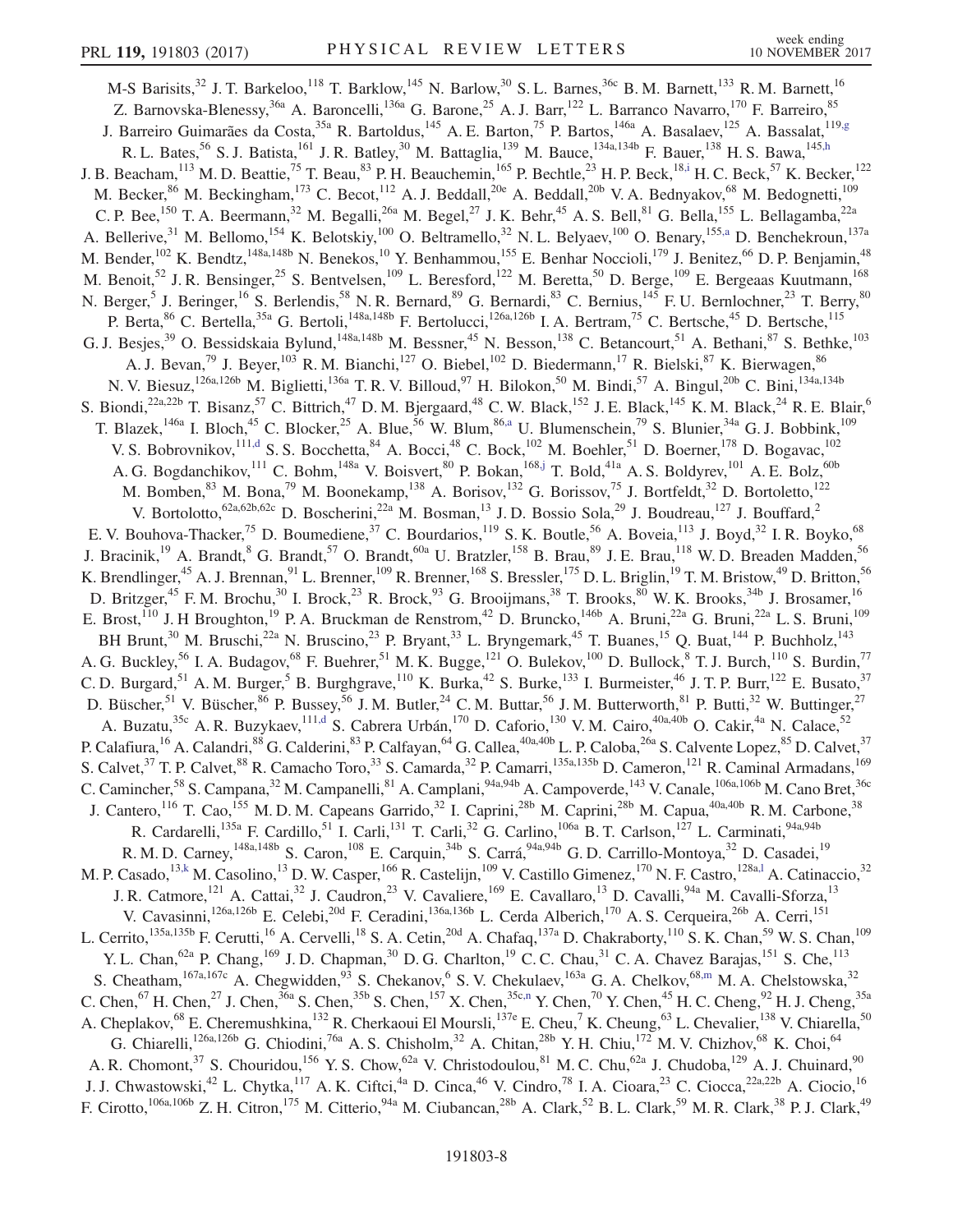M-S Barisits,[32] J. T. Barkeloo,[118] T. Barklow,[145] N. Barlow,[30] S. L. Barnes,[36c] B. M. Barnett,[133] R. M. Barnett,[16] Z. Barnovska-Blenessy,[36a] A. Baroncelli,[136a] G. Barone,[25] A. J. Barr,[122] L. Barranco Navarro,[170] F. Barreiro,[85] J. Barreiro Guimarães da Costa,[35a] R. Bartoldus,[145] A. E. Barton,[75] P. Bartos,[146a] A. Basalaev,[125] A. Bassalat,[119,g] R. L. Bates,[56] S. J. Batista,[161] J. R. Batley,[30] M. Battaglia,[139] M. Bauce,[134a,134b] F. Bauer,[138] H. S. Bawa,[145,h] J. B. Beacham,[113] M. D. Beattie,[75] T. Beau,[83] P. H. Beauchemin,[165] P. Bechtle,[23] H. P. Beck,[18,i] H. C. Beck,[57] K. Becker,[122] M. Becker,[86] M. Beckingham,[173] C. Becot,[112] A. J. Beddall,[20e] A. Beddall,[20b] V. A. Bednyakov,[68] M. Bedognetti,[109] C. P. Bee,[150] T. A. Beermann,[32] M. Begalli,[26a] M. Begel,[27] J. K. Behr,[45] A. S. Bell,[81] G. Bella,[155] L. Bellagamba,[22a] A. Bellerive,[31] M. Bellomo,[154] K. Belotskiy,[100] O. Beltramello,[32] N. L. Belyaev,[100] O. Benary,[155,a] D. Benchekroun,[137a] M. Bender,[102] K. Bendtz,[148a,148b] N. Benekos,[10] Y. Benhammou,[155] E. Benhar Noccioli,[179] J. Benitez,[66] D. P. Benjamin,[48] M. Benoit,[52] J. R. Bensinger,[25] S. Bentvelsen,[109] L. Beresford,[122] M. Beretta,[50] D. Berge,[109] E. Bergeaas Kuutmann,[168] N. Berger,[5] J. Beringer,[16] S. Berlendis,[58] N. R. Bernard,[89] G. Bernardi,[83] C. Bernius,[145] F. U. Bernlochner,[23] T. Berry,[80] P. Berta,[86] C. Bertella,[35a] G. Bertoli,[148a,148b] F. Bertolucci,[126a,126b] I. A. Bertram,[75] C. Bertsche,[45] D. Bertsche,[115] G. J. Besjes,[39] O. Bessidskaia Bylund,[148a,148b] M. Bessner,[45] N. Besson,[138] C. Betancourt,[51] A. Bethani,[87] S. Bethke,[103] A. J. Bevan,[79] J. Beyer,[103] R. M. Bianchi,[127] O. Biebel,[102] D. Biedermann,[17] R. Bielski,[87] K. Bierwagen,[86] N. V. Biesuz,[126a,126b] M. Biglietti,[136a] T. R. V. Billoud,[97] H. Bilokon,[50] M. Bindi,[57] A. Bingul,[20b] C. Bini,[134a,134b] S. Biondi,[22a,22b] T. Bisanz,[57] C. Bittrich,[47] D. M. Bjergaard,[48] C. W. Black,[152] J. E. Black,[145] K. M. Black,[24] R. E. Blair,[6] T. Blazek,[146a] I. Bloch,[45] C. Blocker,[25] A. Blue,[56] W. Blum,[86,a] U. Blumenschein,[79] S. Blunier,[34a] G. J. Bobbink,[109] V. S. Bobrovnikov,[111,d] S. S. Bocchetta,[84] A. Bocci,[48] C. Bock,[102] M. Boehler,[51] D. Boerner,[178] D. Bogavac,[102] A. G. Bogdanchikov,[111] C. Bohm,[148a] V. Boisvert,[80] P. Bokan,[168,j] T. Bold,[41a] A. S. Boldyrev,[101] A. E. Bolz,[60b] M. Bomben,[83] M. Bona,[79] M. Boonekamp,[138] A. Borisov,[132] G. Borissov,[75] J. Bortfeldt,[32] D. Bortoletto,[122] V. Bortolotto,[62a,62b,62c] D. Boscherini,[22a] M. Bosman,[13] J. D. Bossio Sola,[29] J. Boudreau,[127] J. Bouffard,[2] E. V. Bouhova-Thacker,[75] D. Boumediene,[37] C. Bourdarios,[119] S. K. Boutle,[56] A. Boveia,[113] J. Boyd,[32] I. R. Boyko,[68] J. Bracinik,[19] A. Brandt,[8] G. Brandt,[57] O. Brandt,[60a] U. Bratzler,[158] B. Brau,[89] J. E. Brau,[118] W. D. Breaden Madden,[56] K. Brendlinger,[45] A. J. Brennan,[91] L. Brenner,[109] R. Brenner,[168] S. Bressler,[175] D. L. Briglin,[19] T. M. Bristow,[49] D. Britton,[56] D. Britzger,[45] F. M. Brochu,[30] I. Brock,[23] R. Brock,[93] G. Brooijmans,[38] T. Brooks,[80] W. K. Brooks,[34b] J. Brosamer,[16] E. Brost,[110] J.H Broughton,[19] P. A. Bruckman de Renstrom,[42] D. Bruncko,[146b] A. Bruni,[22a] G. Bruni,[22a] L. S. Bruni,[109] BH Brunt,[30] M. Bruschi,[22a] N. Bruscino,[23] P. Bryant,[33] L. Bryngemark,[45] T. Buanes,[15] Q. Buat,[144] P. Buchholz,[143] A. G. Buckley,[56] I. A. Budagov,[68] F. Buehrer,[51] M. K. Bugge,[121] O. Bulekov,[100] D. Bullock,[8] T. J. Burch,[110] S. Burdin,[77] C. D. Burgard,[51] A. M. Burger,[5] B. Burghgrave,[110] K. Burka,[42] S. Burke,[133] I. Burmeister,[46] J. T. P. Burr,[122] E. Busato,[37] D. Büscher,[51] V. Büscher,[86] P. Bussey,[56] J. M. Butler,[24] C. M. Buttar,[56] J. M. Butterworth,[81] P. Butti,[32] W. Buttinger,[27] A. Buzatu,[35c] A. R. Buzykaev,[111,d] S. Cabrera Urbán,[170] D. Caforio,[130] V. M. Cairo,[40a,40b] O. Cakir,[4a] N. Calace,[52] P. Calafiura,[16] A. Calandri,[88] G. Calderini,[83] P. Calfayan,[64] G. Callea,[40a,40b] L. P. Caloba,[26a] S. Calvente Lopez,[85] D. Calvet,[37] S. Calvet,[37] T. P. Calvet,[88] R. Camacho Toro,[33] S. Camarda,[32] P. Camarri,[135a,135b] D. Cameron,[121] R. Caminal Armadans,[169] C. Camincher,[58] S. Campana,[32] M. Campanelli,[81] A. Camplani,[94a,94b] A. Campoverde,[143] V. Canale,[106a,106b] M. Cano Bret,[36c] J. Cantero,[116] T. Cao,[155] M. D. M. Capeans Garrido,[32] I. Caprini,[28b] M. Caprini,[28b] M. Capua,[40a,40b] R. M. Carbone,[38] R. Cardarelli,[135a] F. Cardillo,[51] I. Carli,[131] T. Carli,[32] G. Carlino,[106a] B. T. Carlson,[127] L. Carminati,[94a,94b] R. M. D. Carney,[148a,148b] S. Caron,[108] E. Carquin,[34b] S. Carrá,[94a,94b] G. D. Carrillo-Montoya,[32] D. Casadei,[19] M. P. Casado,[13,k] M. Casolino,[13] D. W. Casper,[166] R. Castelijn,[109] V. Castillo Gimenez,[170] N. F. Castro,[128a,l] A. Catinaccio,[32] J. R. Catmore,[121] A. Cattai,[32] J. Caudron,[23] V. Cavaliere,[169] E. Cavallaro,[13] D. Cavalli,[94a] M. Cavalli-Sforza,[13] V. Cavasinni,[126a,126b] E. Celebi,[20d] F. Ceradini,[136a,136b] L. Cerda Alberich,[170] A. S. Cerqueira,[26b] A. Cerri,[151] L. Cerrito,[135a,135b] F. Cerutti,[16] A. Cervelli,[18] S. A. Cetin,[20d] A. Chafaq,[137a] D. Chakraborty,[110] S. K. Chan,[59] W. S. Chan,[109] Y. L. Chan,[62a] P. Chang,[169] J. D. Chapman,[30] D. G. Charlton,[19] C. C. Chau,[31] C. A. Chavez Barajas,[151] S. Che,[113] S. Cheatham,[167a,167c] A. Chegwidden,[93] S. Chekanov,[6] S. V. Chekulaev,[163a] G. A. Chelkov,[68,m] M. A. Chelstowska,[32] C. Chen,[67] H. Chen,[27] J. Chen,[36a] S. Chen,[35b] S. Chen,[157] X. Chen,[35c,n] Y. Chen,[70] Y. Chen,[45] H. C. Cheng,[92] H. J. Cheng,[35a] A. Cheplakov,[68] E. Cheremushkina,[132] R. Cherkaoui El Moursli,[137e] E. Cheu,[7] K. Cheung,[63] L. Chevalier,[138] V. Chiarella,[50] G. Chiarelli,[126a,126b] G. Chiodini,[76a] A. S. Chisholm,[32] A. Chitan,[28b] Y. H. Chiu,[172] M. V. Chizhov,[68] K. Choi,[64] A. R. Chomont,[37] S. Chouridou,[156] Y. S. Chow,[62a] V. Christodoulou,[81] M. C. Chu,[62a] J. Chudoba,[129] A. J. Chuinard,[90] J. J. Chwastowski,[42] L. Chytka,[117] A. K. Ciftci,[4a] D. Cinca,[46] V. Cindro,[78] I. A. Cioara,[23] C. Ciocca,[22a,22b] A. Ciocio,[16] F. Cirotto,[106a,106b] Z. H. Citron,[175] M. Citterio,[94a] M. Ciubancan,[28b] A. Clark,[52] B. L. Clark,[59] M. R. Clark,[38] P. J. Clark,[49]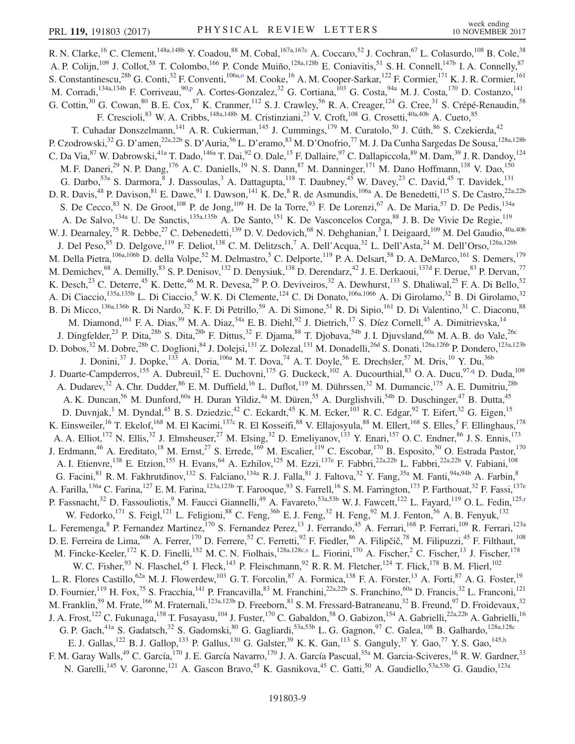R. N. Clarke,[16] C. Clement,[148a,148b] Y. Coadou,[88] M. Cobal,[167a,167c] A. Coccaro,[52] J. Cochran,[67] L. Colasurdo,[108] B. Cole,[38] A. P. Colijn,[109] J. Collot,[58] T. Colombo,[166] P. Conde Muiño,[128a,128b] E. Coniavitis,[51] S. H. Connell,[147b] I. A. Connelly,[87] S. Constantinescu,[28b] G. Conti,[32] F. Conventi,[106a,o] M. Cooke,[16] A. M. Cooper-Sarkar,[122] F. Cormier,[171] K. J. R. Cormier,[161] M. Corradi,[134a,134b] F. Corriveau,[90,p] A. Cortes-Gonzalez,[32] G. Cortiana,[103] G. Costa,[94a] M. J. Costa,[170] D. Costanzo,[141] G. Cottin,[30] G. Cowan,[80] B. E. Cox,[87] K. Cranmer,[112] S. J. Crawley,[56] R. A. Creager,[124] G. Cree,[31] S. Crépé-Renaudin,[58] F. Crescioli,[83] W. A. Cribbs,[148a,148b] M. Cristinziani,[23] V. Croft,[108] G. Crosetti,[40a,40b] A. Cueto,[85] T. Cuhadar Donszelmann,[141] A. R. Cukierman,[145] J. Cummings,[179] M. Curatolo,[50] J. Cúth,[86] S. Czekierda,[42] P. Czodrowski,[32] G. D'amen,[22a,22b] S. D'Auria,[56] L. D'eramo,[83] M. D'Onofrio,[77] M. J. Da Cunha Sargedas De Sousa,[128a,128b] C. Da Via,[87] W. Dabrowski,[41a] T. Dado,[146a] T. Dai,[92] O. Dale,[15] F. Dallaire,[97] C. Dallapiccola,[89] M. Dam,[39] J. R. Dandoy,[124] M. F. Daneri,[29] N. P. Dang,[176] A. C. Daniells,[19] N. S. Dann,[87] M. Danninger,[171] M. Dano Hoffmann,[138] V. Dao,[150] G. Darbo,[53a] S. Darmora,[8] J. Dassoulas,[3] A. Dattagupta,[118] T. Daubney,[45] W. Davey,[23] C. David,[45] T. Davidek,[131] D. R. Davis,[48] P. Davison,[81] E. Dawe,[91] I. Dawson,[141] K. De,[8] R. de Asmundis,[106a] A. De Benedetti,[115] S. De Castro,[22a,22b] S. De Cecco,[83] N. De Groot,[108] P. de Jong,[109] H. De la Torre,[93] F. De Lorenzi,[67] A. De Maria,[57] D. De Pedis,[134a] A. De Salvo,[134a] U. De Sanctis,[135a,135b] A. De Santo,[151] K. De Vasconcelos Corga,[88] J. B. De Vivie De Regie,[119] W. J. Dearnaley,[75] R. Debbe,[27] C. Debenedetti,[139] D. V. Dedovich,[68] N. Dehghanian,[3] I. Deigaard,[109] M. Del Gaudio,[40a,40b] J. Del Peso,[85] D. Delgove,[119] F. Deliot,[138] C. M. Delitzsch,[7] A. Dell'Acqua,[32] L. Dell'Asta,[24] M. Dell'Orso,[126a,126b] M. Della Pietra,[106a,106b] D. della Volpe,[52] M. Delmastro,[5] C. Delporte,[119] P. A. Delsart,[58] D. A. DeMarco,[161] S. Demers,[179] M. Demichev,[68] A. Demilly,[83] S. P. Denisov,[132] D. Denysiuk,[138] D. Derendarz,[42] J. E. Derkaoui,[137d] F. Derue,[83] P. Dervan,[77] K. Desch,[23] C. Deterre,[45] K. Dette,[46] M. R. Devesa,[29] P. O. Deviveiros,[32] A. Dewhurst,[133] S. Dhaliwal,[25] F. A. Di Bello,[52] A. Di Ciaccio,[135a,135b] L. Di Ciaccio,[5] W. K. Di Clemente,[124] C. Di Donato,[106a,106b] A. Di Girolamo,[32] B. Di Girolamo,[32] B. Di Micco,[136a,136b] R. Di Nardo,[32] K. F. Di Petrillo,[59] A. Di Simone,[51] R. Di Sipio,[161] D. Di Valentino,[31] C. Diaconu,[88] M. Diamond,[161] F. A. Dias,[39] M. A. Diaz,[34a] E. B. Diehl,[92] J. Dietrich,[17] S. Díez Cornell,[45] A. Dimitrievska,[14] J. Dingfelder,[23] P. Dita,[28b] S. Dita,[28b] F. Dittus,[32] F. Djama,[88] T. Djobava,[54b] J. I. Djuvsland,[60a] M. A. B. do Vale,[26c] D. Dobos,[32] M. Dobre,[28b] C. Doglioni,[84] J. Dolejsi,[131] Z. Dolezal,[131] M. Donadelli,[26d] S. Donati,[126a,126b] P. Dondero,[123a,123b] J. Donini,[37] J. Dopke,[133] A. Doria,[106a] M. T. Dova,[74] A. T. Doyle,[56] E. Drechsler,[57] M. Dris,[10] Y. Du,[36b] J. Duarte-Campderros,[155] A. Dubreuil,[52] E. Duchovni,[175] G. Duckeck,[102] A. Ducourthial,[83] O. A. Ducu,[97,q] D. Duda,[109] A. Dudarev,[32] A. Chr. Dudder,[86] E. M. Duffield,[16] L. Duflot,[119] M. Dührssen,[32] M. Dumancic,[175] A. E. Dumitriu,[28b] A. K. Duncan,[56] M. Dunford,[60a] H. Duran Yildiz,[4a] M. Düren,[55] A. Durglishvili,[54b] D. Duschinger,[47] B. Dutta,[45] D. Duvnjak,[1] M. Dyndal,[45] B. S. Dziedzic,[42] C. Eckardt,[45] K. M. Ecker,[103] R. C. Edgar,[92] T. Eifert,[32] G. Eigen,[15] K. Einsweiler,[16] T. Ekelof,[168] M. El Kacimi,[137c] R. El Kosseifi,[88] V. Ellajosyula,[88] M. Ellert,[168] S. Elles,[5] F. Ellinghaus,[178] A. A. Elliot,[172] N. Ellis,[32] J. Elmsheuser,[27] M. Elsing,[32] D. Emeliyanov,[133] Y. Enari,[157] O. C. Endner,[86] J. S. Ennis,[173] J. Erdmann,[46] A. Ereditato,[18] M. Ernst,[27] S. Errede,[169] M. Escalier,[119] C. Escobar,[170] B. Esposito,[50] O. Estrada Pastor,[170] A. I. Etienvre,[138] E. Etzion,[155] H. Evans,[64] A. Ezhilov,[125] M. Ezzi,[137e] F. Fabbri,[22a,22b] L. Fabbri,[22a,22b] V. Fabiani,[108] G. Facini,[81] R. M. Fakhrutdinov,[132] S. Falciano,[134a] R. J. Falla,[81] J. Faltova,[32] Y. Fang,[35a] M. Fanti,[94a,94b] A. Farbin,[8] A. Farilla,[136a] C. Farina,[127] E. M. Farina,[123a,123b] T. Farooque,[93] S. Farrell,[16] S. M. Farrington,[173] P. Farthouat,[32] F. Fassi,[137e] P. Fassnacht,[32] D. Fassouliotis,[9] M. Faucci Giannelli,[49] A. Favareto,[53a,53b] W. J. Fawcett,[122] L. Fayard,[119] O. L. Fedin,[125,r] W. Fedorko,[171] S. Feigl,[121] L. Feligioni,[88] C. Feng,[36b] E. J. Feng,[32] H. Feng,[92] M. J. Fenton,[56] A. B. Fenyuk,[132] L. Feremenga,[8] P. Fernandez Martinez,[170] S. Fernandez Perez,[13] J. Ferrando,[45] A. Ferrari,[168] P. Ferrari,[109] R. Ferrari,[123a] D. E. Ferreira de Lima,[60b] A. Ferrer,[170] D. Ferrere,[52] C. Ferretti,[92] F. Fiedler,[86] A. Filipčič,[78] M. Filipuzzi,[45] F. Filthaut,[108] M. Fincke-Keeler,[172] K. D. Finelli,[152] M. C. N. Fiolhais,[128a,128c,s] L. Fiorini,[170] A. Fischer,[2] C. Fischer,[13] J. Fischer,[178] W. C. Fisher,[93] N. Flaschel,[45] I. Fleck,[143] P. Fleischmann,[92] R. R. M. Fletcher,[124] T. Flick,[178] B. M. Flierl,[102] L. R. Flores Castillo,[62a] M. J. Flowerdew,[103] G. T. Forcolin,[87] A. Formica,[138] F. A. Förster,[13] A. Forti,[87] A. G. Foster,[19] D. Fournier,[119] H. Fox,[75] S. Fracchia,[141] P. Francavilla,[83] M. Franchini,[22a,22b] S. Franchino,[60a] D. Francis,[32] L. Franconi,[121] M. Franklin,[59] M. Frate,[166] M. Fraternali,[123a,123b] D. Freeborn,[81] S. M. Fressard-Batraneanu,[32] B. Freund,[97] D. Froidevaux,[32] J. A. Frost,[122] C. Fukunaga,[158] T. Fusayasu,[104] J. Fuster,[170] C. Gabaldon,[58] O. Gabizon,[154] A. Gabrielli,[22a,22b] A. Gabrielli,[16] G. P. Gach,[41a] S. Gadatsch,[32] S. Gadomski,[80] G. Gagliardi,[53a,53b] L. G. Gagnon,[97] C. Galea,[108] B. Galhardo,[128a,128c] E. J. Gallas,[122] B. J. Gallop,[133] P. Gallus,[130] G. Galster,[39] K. K. Gan,[113] S. Ganguly,[37] Y. Gao,[77] Y. S. Gao,[145,h] F. M. Garay Walls,[49] C. García,[170] J. E. García Navarro,[170] J. A. García Pascual,[35a] M. Garcia-Sciveres,[16] R. W. Gardner,[33] N. Garelli,[145] V. Garonne,[121] A. Gascon Bravo,[45] K. Gasnikova,[45] C. Gatti,[50] A. Gaudiello,[53a,53b] G. Gaudio,[123a]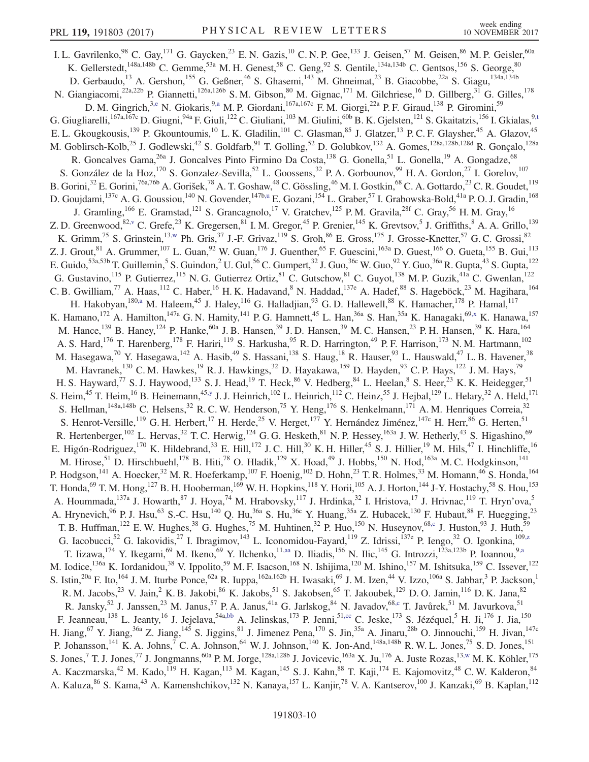I. L. Gavrilenko,[98] C. Gay,[171] G. Gaycken,[23] E. N. Gazis,[10] C. N. P. Gee,[133] J. Geisen,[57] M. Geisen,[86] M. P. Geisler,[60a] K. Gellerstedt,[148a,148b] C. Gemme,[53a] M. H. Genest,[58] C. Geng,[92] S. Gentile,[134a,134b] C. Gentsos,[156] S. George,[80] D. Gerbaudo,[13] A. Gershon,[155] G. Geßner,[46] S. Ghasemi,[143] M. Ghneimat,[23] B. Giacobbe,[22a] S. Giagu,[134a,134b] N. Giangiacomi,[22a,22b] P. Giannetti,[126a,126b] S. M. Gibson,[80] M. Gignac,[171] M. Gilchriese,[16] D. Gillberg,[31] G. Gilles,[178] D. M. Gingrich,[3,e] N. Giokaris,[9,a] M. P. Giordani,[167a,167c] F. M. Giorgi,[22a] P. F. Giraud,[138] P. Giromini,[59] G. Giugliarelli,[167a,167c] D. Giugni,[94a] F. Giuli,[122] C. Giuliani,[103] M. Giulini,[60b] B. K. Gjelsten,[121] S. Gkaitatzis,[156] I. Gkialas,[9,t] E. L. Gkougkousis,[139] P. Gkountoumis,[10] L. K. Gladilin,[101] C. Glasman,[85] J. Glatzer,[13] P. C. F. Glaysher,[45] A. Glazov,[45] M. Goblirsch-Kolb,[25] J. Godlewski,[42] S. Goldfarb,[91] T. Golling,[52] D. Golubkov,[132] A. Gomes,[128a,128b,128d] R. Gonçalo,[128a] R. Goncalves Gama,[26a] J. Goncalves Pinto Firmino Da Costa,[138] G. Gonella,[51] L. Gonella,[19] A. Gongadze,[68] S. González de la Hoz,[170] S. Gonzalez-Sevilla,[52] L. Goossens,[32] P. A. Gorbounov,[99] H. A. Gordon,[27] I. Gorelov,[107] B. Gorini,[32] E. Gorini,[76a,76b] A. Gorišek,[78] A. T. Goshaw,[48] C. Gössling,[46] M. I. Gostkin,[68] C. A. Gottardo,[23] C. R. Goudet,[119] D. Goujdami,[137c] A. G. Goussiou,[140] N. Govender,[147b,u] E. Gozani,[154] L. Graber,[57] I. Grabowska-Bold,[41a] P. O. J. Gradin,[168] J. Gramling,[166] E. Gramstad,[121] S. Grancagnolo,[17] V. Gratchev,[125] P. M. Gravila,[28f] C. Gray,[56] H. M. Gray,[16] Z. D. Greenwood,[82,v] C. Grefe,[23] K. Gregersen,[81] I. M. Gregor,[45] P. Grenier,[145] K. Grevtsov,[5] J. Griffiths,[8] A. A. Grillo,[139] K. Grimm,[75] S. Grinstein,[13,w] Ph. Gris,[37] J.-F. Grivaz,[119] S. Groh,[86] E. Gross,[175] J. Grosse-Knetter,[57] G. C. Grossi,[82] Z. J. Grout,[81] A. Grummer,[107] L. Guan,[92] W. Guan,[176] J. Guenther,[65] F. Guescini,[163a] D. Guest,[166] O. Gueta,[155] B. Gui,[113] E. Guido,[53a,53b] T. Guillemin,[5] S. Guindon,[2] U. Gul,[56] C. Gumpert,[32] J. Guo,[36c] W. Guo,[92] Y. Guo,[36a] R. Gupta,[43] S. Gupta,[122] G. Gustavino,[115] P. Gutierrez,[115] N. G. Gutierrez Ortiz,[81] C. Gutschow,[81] C. Guyot,[138] M. P. Guzik,[41a] C. Gwenlan,[122] C. B. Gwilliam,[77] A. Haas,[112] C. Haber,[16] H. K. Hadavand,[8] N. Haddad,[137e] A. Hadef,[88] S. Hageböck,[23] M. Hagihara,[164] H. Hakobyan,[180,a] M. Haleem,[45] J. Haley,[116] G. Halladjian,[93] G. D. Hallewell,[88] K. Hamacher,[178] P. Hamal,[117] K. Hamano,[172] A. Hamilton,[147a] G. N. Hamity,[141] P. G. Hamnett,[45] L. Han,[36a] S. Han,[35a] K. Hanagaki,[69,x] K. Hanawa,[157] M. Hance,[139] B. Haney,[124] P. Hanke,[60a] J. B. Hansen,[39] J. D. Hansen,[39] M. C. Hansen,[23] P. H. Hansen,[39] K. Hara,[164] A. S. Hard,[176] T. Harenberg,[178] F. Hariri,[119] S. Harkusha,[95] R. D. Harrington,[49] P. F. Harrison,[173] N. M. Hartmann,[102] M. Hasegawa,[70] Y. Hasegawa,[142] A. Hasib,[49] S. Hassani,[138] S. Haug,[18] R. Hauser,[93] L. Hauswald,[47] L. B. Havener,[38] M. Havranek,[130] C. M. Hawkes,[19] R. J. Hawkings,[32] D. Hayakawa,[159] D. Hayden,[93] C. P. Hays,[122] J. M. Hays,[79] H. S. Hayward,[77] S. J. Haywood,[133] S. J. Head,[19] T. Heck,[86] V. Hedberg,[84] L. Heelan,[8] S. Heer,[23] K. K. Heidegger,[51] S. Heim,[45] T. Heim,[16] B. Heinemann,[45,y] J. J. Heinrich,[102] L. Heinrich,[112] C. Heinz,[55] J. Hejbal,[129] L. Helary,[32] A. Held,[171] S. Hellman,[148a,148b] C. Helsens,[32] R. C. W. Henderson,[75] Y. Heng,[176] S. Henkelmann,[171] A. M. Henriques Correia,[32] S. Henrot-Versille,[119] G. H. Herbert,[17] H. Herde,[25] V. Herget,[177] Y. Hernández Jiménez,[147c] H. Herr,[86] G. Herten,[51] R. Hertenberger,[102] L. Hervas,[32] T. C. Herwig,[124] G. G. Hesketh,[81] N. P. Hessey,[163a] J. W. Hetherly,[43] S. Higashino,[69] E. Higón-Rodriguez,[170] K. Hildebrand,[33] E. Hill,[172] J. C. Hill,[30] K. H. Hiller,[45] S. J. Hillier,[19] M. Hils,[47] I. Hinchliffe,[16] M. Hirose,[51] D. Hirschbuehl,[178] B. Hiti,[78] O. Hladik,[129] X. Hoad,[49] J. Hobbs,[150] N. Hod,[163a] M. C. Hodgkinson,[141] P. Hodgson,[141] A. Hoecker,[32] M. R. Hoeferkamp,[107] F. Hoenig,[102] D. Hohn,[23] T. R. Holmes,[33] M. Homann,[46] S. Honda,[164] T. Honda,[69] T. M. Hong,[127] B. H. Hooberman,[169] W. H. Hopkins,[118] Y. Horii,[105] A. J. Horton,[144] J-Y. Hostachy,[58] S. Hou,[153] A. Hoummada,[137a] J. Howarth,[87] J. Hoya,[74] M. Hrabovsky,[117] J. Hrdinka,[32] I. Hristova,[17] J. Hrivnac,[119] T. Hryn'ova,[5] A. Hrynevich,[96] P. J. Hsu,[63] S.-C. Hsu,[140] Q. Hu,[36a] S. Hu,[36c] Y. Huang,[35a] Z. Hubacek,[130] F. Hubaut,[88] F. Huegging,[23] T. B. Huffman,[122] E. W. Hughes,[38] G. Hughes,[75] M. Huhtinen,[32] P. Huo,[150] N. Huseynov,[68,c] J. Huston,[93] J. Huth,[59] G. Iacobucci,[52] G. Iakovidis,[27] I. Ibragimov,[143] L. Iconomidou-Fayard,[119] Z. Idrissi,[137e] P. Iengo,[32] O. Igonkina,[109,z] T. Iizawa,[174] Y. Ikegami,[69] M. Ikeno,[69] Y. Ilchenko,[11,aa] D. Iliadis,[156] N. Ilic,[145] G. Introzzi,[123a,123b] P. Ioannou,[9,a] M. Iodice,[136a] K. Iordanidou,[38] V. Ippolito,[59] M. F. Isacson,[168] N. Ishijima,[120] M. Ishino,[157] M. Ishitsuka,[159] C. Issever,[122] S. Istin,[20a] F. Ito,[164] J. M. Iturbe Ponce,[62a] R. Iuppa,[162a,162b] H. Iwasaki,[69] J. M. Izen,[44] V. Izzo,[106a] S. Jabbar,[3] P. Jackson,[1] R. M. Jacobs,[23] V. Jain,[2] K. B. Jakobi,[86] K. Jakobs,[51] S. Jakobsen,[65] T. Jakoubek,[129] D. O. Jamin,[116] D. K. Jana,[82] R. Jansky,[52] J. Janssen,[23] M. Janus,[57] P. A. Janus,[41a] G. Jarlskog,[84] N. Javadov,[68,c] T. Javůrek,[51] M. Javurkova,[51] F. Jeanneau,[138] L. Jeanty,[16] J. Jejelava,[54a,bb] A. Jelinskas,[173] P. Jenni,[51,cc] C. Jeske,[173] S. Jézéquel,[5] H. Ji,[176] J. Jia,[150] H. Jiang,[67] Y. Jiang,[36a] Z. Jiang,[145] S. Jiggins,[81] J. Jimenez Pena,[170] S. Jin,[35a] A. Jinaru,[28b] O. Jinnouchi,[159] H. Jivan,[147c] P. Johansson,[141] K. A. Johns,[7] C. A. Johnson,[64] W. J. Johnson,[140] K. Jon-And,[148a,148b] R. W. L. Jones,[75] S. D. Jones,[151] S. Jones,[7] T. J. Jones,[77] J. Jongmanns,[60a] P. M. Jorge,[128a,128b] J. Jovicevic,[163a] X. Ju,[176] A. Juste Rozas,[13,w] M. K. Köhler,[175] A. Kaczmarska,[42] M. Kado,[119] H. Kagan,[113] M. Kagan,[145] S. J. Kahn,[88] T. Kaji,[174] E. Kajomovitz,[48] C. W. Kalderon,[84] A. Kaluza,[86] S. Kama,[43] A. Kamenshchikov,[132] N. Kanaya,[157] L. Kanjir,[78] V. A. Kantserov,[100] J. Kanzaki,[69] B. Kaplan,[112]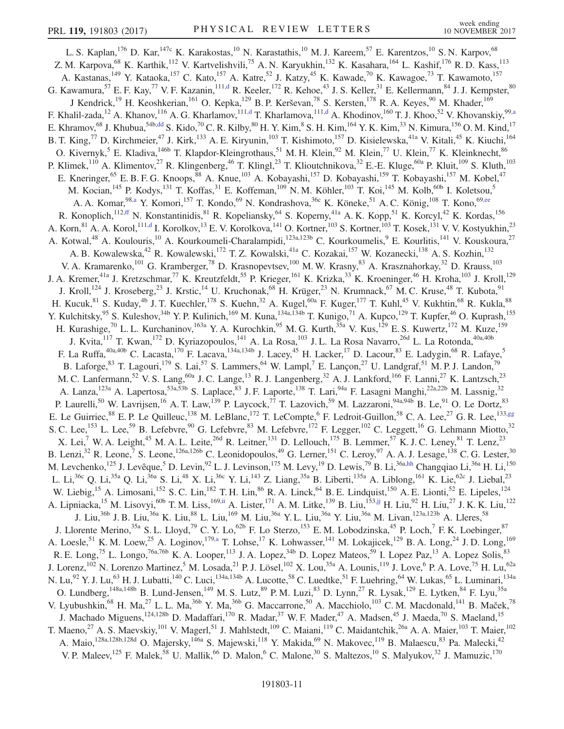L. S. Kaplan,[176] D. Kar,[147c] K. Karakostas,[10] N. Karastathis,[10] M. J. Kareem,[57] E. Karentzos,[10] S. N. Karpov,[68] Z. M. Karpova,[68] K. Karthik,[112] V. Kartvelishvili,[75] A. N. Karyukhin,[132] K. Kasahara,[164] L. Kashif,[176] R. D. Kass,[113] A. Kastanas,[149] Y. Kataoka,[157] C. Kato,[157] A. Katre,[52] J. Katzy,[45] K. Kawade,[70] K. Kawagoe,[73] T. Kawamoto,[157] G. Kawamura,[57] E. F. Kay,[77] V. F. Kazanin,[111,d] R. Keeler,[172] R. Kehoe,[43] J. S. Keller,[31] E. Kellermann,[84] J. J. Kempster,[80] J Kendrick,[19] H. Keoshkerian,[161] O. Kepka,[129] B. P. Kerševan,[78] S. Kersten,[178] R. A. Keyes,[90] M. Khader,[169] F. Khalil-zada,[12] A. Khanov,[116] A. G. Kharlamov,[111,d] T. Kharlamova,[111,d] A. Khodinov,[160] T. J. Khoo,[52] V. Khovanskiy,[99,a] E. Khramov,[68] J. Khubua,[54b,dd] S. Kido,[70] C. R. Kilby,[80] H. Y. Kim,[8] S. H. Kim,[164] Y. K. Kim,[33] N. Kimura,[156] O. M. Kind,[17] B. T. King,[77] D. Kirchmeier,[47] J. Kirk,[133] A. E. Kiryunin,[103] T. Kishimoto,[157] D. Kisielewska,[41a] V. Kitali,[45] K. Kiuchi,[164] O. Kivernyk,[5] E. Kladiva,[146b] T. Klapdor-Kleingrothaus,[51] M. H. Klein,[92] M. Klein,[77] U. Klein,[77] K. Kleinknecht,[86] P. Klimek,[110] A. Klimentov,[27] R. Klingenberg,[46] T. Klingl,[23] T. Klioutchnikova,[32] E.-E. Kluge,[60a] P. Kluit,[109] S. Kluth,[103] E. Kneringer,[65] E. B. F. G. Knoops,[88] A. Knue,[103] A. Kobayashi,[157] D. Kobayashi,[159] T. Kobayashi,[157] M. Kobel,[47] M. Kocian,[145] P. Kodys,[131] T. Koffas,[31] E. Koffeman,[109] N. M. Köhler,[103] T. Koi,[145] M. Kolb,[60b] I. Koletsou,[5] A. A. Komar,[98,a] Y. Komori,[157] T. Kondo,[69] N. Kondrashova,[36c] K. Köneke,[51] A. C. König,[108] T. Kono,[69,ee] R. Konoplich,[112,ff] N. Konstantinidis,[81] R. Kopeliansky,[64] S. Koperny,[41a] A. K. Kopp,[51] K. Korcyl,[42] K. Kordas,[156] A. Korn,[81] A. A. Korol,[111,d] I. Korolkov,[13] E. V. Korolkova,[141] O. Kortner,[103] S. Kortner,[103] T. Kosek,[131] V. V. Kostyukhin,[23] A. Kotwal,[48] A. Koulouris,[10] A. Kourkoumeli-Charalampidi,[123a,123b] C. Kourkoumelis,[9] E. Kourlitis,[141] V. Kouskoura,[27] A. B. Kowalewska,[42] R. Kowalewski,[172] T. Z. Kowalski,[41a] C. Kozakai,[157] W. Kozanecki,[138] A. S. Kozhin,[132] V. A. Kramarenko,[101] G. Kramberger,[78] D. Krasnopevtsev,[100] M. W. Krasny,[83] A. Krasznahorkay,[32] D. Krauss,[103] J. A. Kremer,[41a] J. Kretzschmar,[77] K. Kreutzfeldt,[55] P. Krieger,[161] K. Krizka,[33] K. Kroeninger,[46] H. Kroha,[103] J. Kroll,[129] J. Kroll,[124] J. Kroseberg,[23] J. Krstic,[14] U. Kruchonak,[68] H. Krüger,[23] N. Krumnack,[67] M. C. Kruse,[48] T. Kubota,[91] H. Kucuk,[81] S. Kuday,[4b] J. T. Kuechler,[178] S. Kuehn,[32] A. Kugel,[60a] F. Kuger,[177] T. Kuhl,[45] V. Kukhtin,[68] R. Kukla,[88] Y. Kulchitsky,[95] S. Kuleshov,[34b] Y. P. Kulinich,[169] M. Kuna,[134a,134b] T. Kunigo,[71] A. Kupco,[129] T. Kupfer,[46] O. Kuprash,[155] H. Kurashige,[70] L. L. Kurchaninov,[163a] Y. A. Kurochkin,[95] M. G. Kurth,[35a] V. Kus,[129] E. S. Kuwertz,[172] M. Kuze,[159] J. Kvita,[117] T. Kwan,[172] D. Kyriazopoulos,[141] A. La Rosa,[103] J. L. La Rosa Navarro,[26d] L. La Rotonda,[40a,40b] F. La Ruffa,[40a,40b] C. Lacasta,[170] F. Lacava,[134a,134b] J. Lacey,[45] H. Lacker,[17] D. Lacour,[83] E. Ladygin,[68] R. Lafaye,[5] B. Laforge,[83] T. Lagouri,[179] S. Lai,[57] S. Lammers,[64] W. Lampl,[7] E. Lançon,[27] U. Landgraf,[51] M. P. J. Landon,[79] M. C. Lanfermann,[52] V. S. Lang,[60a] J. C. Lange,[13] R. J. Langenberg,[32] A. J. Lankford,[166] F. Lanni,[27] K. Lantzsch,[23] A. Lanza,[123a] A. Lapertosa,[53a,53b] S. Laplace,[83] J. F. Laporte,[138] T. Lari,[94a] F. Lasagni Manghi,[22a,22b] M. Lassnig,[32] P. Laurelli,[50] W. Lavrijsen,[16] A. T. Law,[139] P. Laycock,[77] T. Lazovich,[59] M. Lazzaroni,[94a,94b] B. Le,[91] O. Le Dortz,[83] E. Le Guirriec,[88] E. P. Le Quilleuc,[138] M. LeBlanc,[172] T. LeCompte,[6] F. Ledroit-Guillon,[58] C. A. Lee,[27] G. R. Lee,[133,gg] S. C. Lee,[153] L. Lee,[59] B. Lefebvre,[90] G. Lefebvre,[83] M. Lefebvre,[172] F. Legger,[102] C. Leggett,[16] G. Lehmann Miotto,[32] X. Lei,[7] W. A. Leight,[45] M. A. L. Leite,[26d] R. Leitner,[131] D. Lellouch,[175] B. Lemmer,[57] K. J. C. Leney,[81] T. Lenz,[23] B. Lenzi,[32] R. Leone,[7] S. Leone,[126a,126b] C. Leonidopoulos,[49] G. Lerner,[151] C. Leroy,[97] A. A. J. Lesage,[138] C. G. Lester,[30] M. Levchenko,[125] J. Levêque,[5] D. Levin,[92] L. J. Levinson,[175] M. Levy,[19] D. Lewis,[79] B. Li,[36a,hh] Changqiao Li,[36a] H. Li,[150] L. Li,[36c] Q. Li,[35a] Q. Li,[36a] S. Li,[48] X. Li,[36c] Y. Li,[143] Z. Liang,[35a] B. Liberti,[135a] A. Liblong,[161] K. Lie,[62c] J. Liebal,[23] W. Liebig,[15] A. Limosani,[152] S. C. Lin,[182] T. H. Lin,[86] R. A. Linck,[64] B. E. Lindquist,[150] A. E. Lionti,[52] E. Lipeles,[124] A. Lipniacka,[15] M. Lisovyi,[60b] T. M. Liss,[169,ii] A. Lister,[171] A. M. Litke,[139] B. Liu,[153,jj] H. Liu,[92] H. Liu,[27] J. K. K. Liu,[122] J. Liu,[36b] J. B. Liu,[36a] K. Liu,[88] L. Liu,[169] M. Liu,[36a] Y. L. Liu,[36a] Y. Liu,[36a] M. Livan,[123a,123b] A. Lleres,[58] J. Llorente Merino,[35a] S. L. Lloyd,[79] C. Y. Lo,[62b] F. Lo Sterzo,[153] E. M. Lobodzinska,[45] P. Loch,[7] F. K. Loebinger,[87] A. Loesle,[51] K. M. Loew,[25] A. Loginov,[179,a] T. Lohse,[17] K. Lohwasser,[141] M. Lokajicek,[129] B. A. Long,[24] J. D. Long,[169] R. E. Long,[75] L. Longo,[76a,76b] K. A. Looper,[113] J. A. Lopez,[34b] D. Lopez Mateos,[59] I. Lopez Paz,[13] A. Lopez Solis,[83] J. Lorenz,[102] N. Lorenzo Martinez,[5] M. Losada,[21] P. J. Lösel,[102] X. Lou,[35a] A. Lounis,[119] J. Love,[6] P. A. Love,[75] H. Lu,[62a] N. Lu,[92] Y. J. Lu,[63] H. J. Lubatti,[140] C. Luci,[134a,134b] A. Lucotte,[58] C. Luedtke,[51] F. Luehring,[64] W. Lukas,[65] L. Luminari,[134a] O. Lundberg,[148a,148b] B. Lund-Jensen,[149] M. S. Lutz,[89] P. M. Luzi,[83] D. Lynn,[27] R. Lysak,[129] E. Lytken,[84] F. Lyu,[35a] V. Lyubushkin,[68] H. Ma,[27] L. L. Ma,[36b] Y. Ma,[36b] G. Maccarrone,[50] A. Macchiolo,[103] C. M. Macdonald,[141] B. Maček,[78] J. Machado Miguens,[124,128b] D. Madaffari,[170] R. Madar,[37] W. F. Mader,[47] A. Madsen,[45] J. Maeda,[70] S. Maeland,[15] T. Maeno,[27] A. S. Maevskiy,[101] V. Magerl,[51] J. Mahlstedt,[109] C. Maiani,[119] C. Maidantchik,[26a] A. A. Maier,[103] T. Maier,[102] A. Maio,[128a,128b,128d] O. Majersky,[146a] S. Majewski,[118] Y. Makida,[69] N. Makovec,[119] B. Malaescu,[83] Pa. Malecki,[42] V. P. Maleev,[125] F. Malek,[58] U. Mallik,[66] D. Malon,[6] C. Malone,[30] S. Maltezos,[10] S. Malyukov,[32] J. Mamuzic,[170]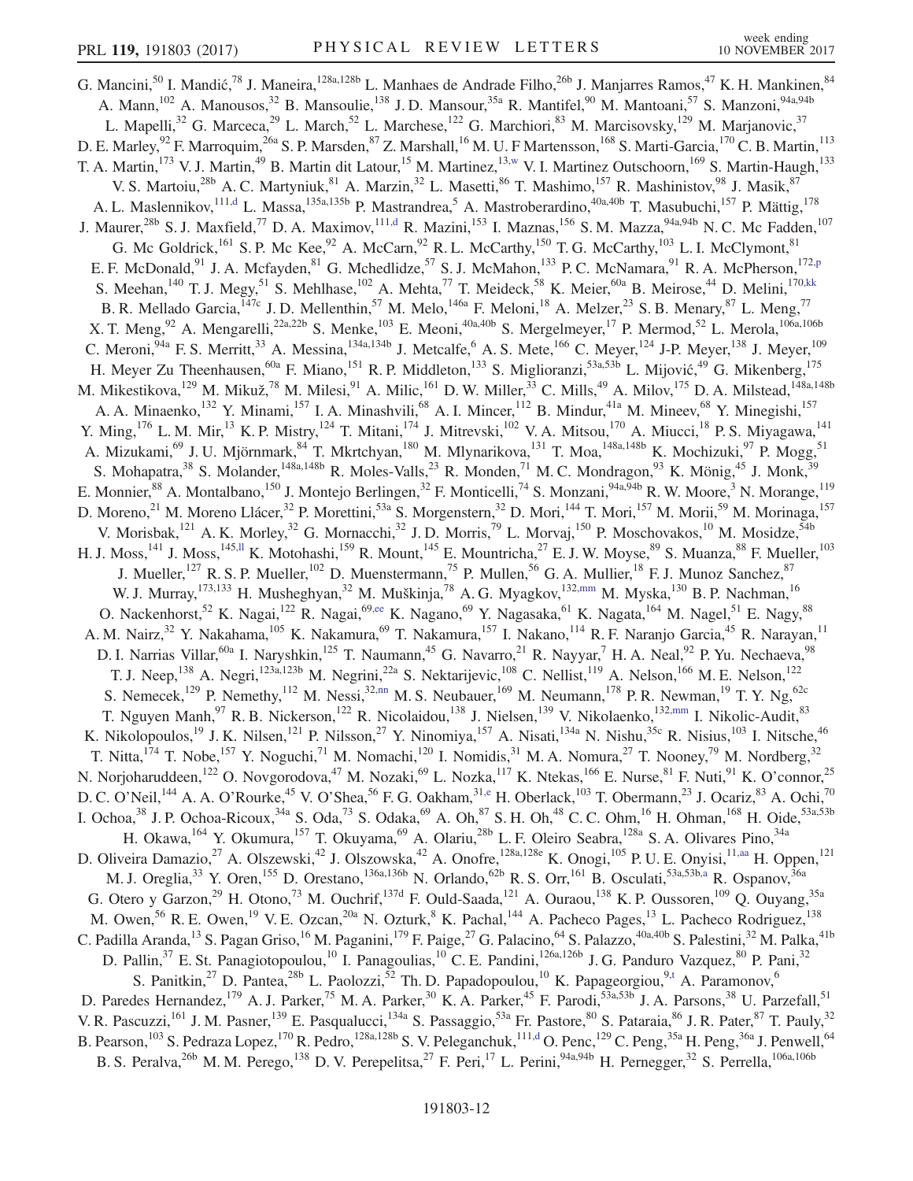G. Mancini,[50] I. Mandić,[78] J. Maneira,[128a,128b] L. Manhaes de Andrade Filho,[26b] J. Manjarres Ramos,[47] K. H. Mankinen,[84] A. Mann,[102] A. Manousos,[32] B. Mansoulie,[138] J. D. Mansour,[35a] R. Mantifel,[90] M. Mantoani,[57] S. Manzoni,[94a,94b] L. Mapelli,[32] G. Marceca,[29] L. March,[52] L. Marchese,[122] G. Marchiori,[83] M. Marcisovsky,[129] M. Marjanovic,[37] D. E. Marley,[92] F. Marroquim,[26a] S. P. Marsden,[87] Z. Marshall,[16] M. U. F Martensson,[168] S. Marti-Garcia,[170] C. B. Martin,[113] T. A. Martin,[173] V. J. Martin,[49] B. Martin dit Latour,[15] M. Martinez,[13,w] V. I. Martinez Outschoorn,[169] S. Martin-Haugh,[133] V. S. Martoiu,[28b] A. C. Martyniuk,[81] A. Marzin,[32] L. Masetti,[86] T. Mashimo,[157] R. Mashinistov,[98] J. Masik,[87] A. L. Maslennikov,[111,d] L. Massa,[135a,135b] P. Mastrandrea,[5] A. Mastroberardino,[40a,40b] T. Masubuchi,[157] P. Mättig,[178] J. Maurer,[28b] S. J. Maxfield,[77] D. A. Maximov,[111,d] R. Mazini,[153] I. Maznas,[156] S. M. Mazza,[94a,94b] N. C. Mc Fadden,[107] G. Mc Goldrick,[161] S. P. Mc Kee,[92] A. McCarn,[92] R. L. McCarthy,[150] T. G. McCarthy,[103] L. I. McClymont,[81] E. F. McDonald,[91] J. A. Mcfayden,[81] G. Mchedlidze,[57] S. J. McMahon,[133] P. C. McNamara,[91] R. A. McPherson,[172,p] S. Meehan,[140] T. J. Megy,[51] S. Mehlhase,[102] A. Mehta,[77] T. Meideck,[58] K. Meier,[60a] B. Meirose,[44] D. Melini,[170,kk] B. R. Mellado Garcia,[147c] J. D. Mellenthin,[57] M. Melo,[146a] F. Meloni,[18] A. Melzer,[23] S. B. Menary,[87] L. Meng,[77] X. T. Meng,[92] A. Mengarelli,[22a,22b] S. Menke,[103] E. Meoni,[40a,40b] S. Mergelmeyer,[17] P. Mermod,[52] L. Merola,[106a,106b] C. Meroni,[94a] F. S. Merritt,[33] A. Messina,[134a,134b] J. Metcalfe,[6] A. S. Mete,[166] C. Meyer,[124] J-P. Meyer,[138] J. Meyer,[109] H. Meyer Zu Theenhausen,[60a] F. Miano,[151] R. P. Middleton,[133] S. Miglioranzi,[53a,53b] L. Mijović,[49] G. Mikenberg,[175] M. Mikestikova,[129] M. Mikuž,[78] M. Milesi,[91] A. Milic,[161] D. W. Miller,[33] C. Mills,[49] A. Milov,[175] D. A. Milstead,[148a,148b] A. A. Minaenko,[132] Y. Minami,[157] I. A. Minashvili,[68] A. I. Mincer,[112] B. Mindur,[41a] M. Mineev,[68] Y. Minegishi,[157] Y. Ming,[176] L. M. Mir,[13] K. P. Mistry,[124] T. Mitani,[174] J. Mitrevski,[102] V. A. Mitsou,[170] A. Miucci,[18] P. S. Miyagawa,[141] A. Mizukami,[69] J. U. Mjörnmark,[84] T. Mkrtchyan,[180] M. Mlynarikova,[131] T. Moa,[148a,148b] K. Mochizuki,[97] P. Mogg,[51] S. Mohapatra,[38] S. Molander,[148a,148b] R. Moles-Valls,[23] R. Monden,[71] M. C. Mondragon,[93] K. Mönig,[45] J. Monk,[39] E. Monnier,[88] A. Montalbano,[150] J. Montejo Berlingen,[32] F. Monticelli,[74] S. Monzani,[94a,94b] R. W. Moore,[3] N. Morange,[119] D. Moreno,[21] M. Moreno Llácer,[32] P. Morettini,[53a] S. Morgenstern,[32] D. Mori,[144] T. Mori,[157] M. Morii,[59] M. Morinaga,[157] V. Morisbak,[121] A. K. Morley,[32] G. Mornacchi,[32] J. D. Morris,[79] L. Morvaj,[150] P. Moschovakos,[10] M. Mosidze,[54b] H. J. Moss,[141] J. Moss,[145,ll] K. Motohashi,[159] R. Mount,[145] E. Mountricha,[27] E. J. W. Moyse,[89] S. Muanza,[88] F. Mueller,[103] J. Mueller,[127] R. S. P. Mueller,[102] D. Muenstermann,[75] P. Mullen,[56] G. A. Mullier,[18] F. J. Munoz Sanchez,[87] W. J. Murray,[173,133] H. Musheghyan,[32] M. Muškinja,[78] A. G. Myagkov,[132,mm] M. Myska,[130] B. P. Nachman,[16] O. Nackenhorst,[52] K. Nagai,[122] R. Nagai,[69,ee] K. Nagano,[69] Y. Nagasaka,[61] K. Nagata,[164] M. Nagel,[51] E. Nagy,[88] A. M. Nairz,[32] Y. Nakahama,[105] K. Nakamura,[69] T. Nakamura,[157] I. Nakano,[114] R. F. Naranjo Garcia,[45] R. Narayan,[11] D. I. Narrias Villar,[60a] I. Naryshkin,[125] T. Naumann,[45] G. Navarro,[21] R. Nayyar,[7] H. A. Neal,[92] P. Yu. Nechaeva,[98] T. J. Neep,[138] A. Negri,[123a,123b] M. Negrini,[22a] S. Nektarijevic,[108] C. Nellist,[119] A. Nelson,[166] M. E. Nelson,[122] S. Nemecek,[129] P. Nemethy,[112] M. Nessi,[32,nn] M. S. Neubauer,[169] M. Neumann,[178] P. R. Newman,[19] T. Y. Ng,[62c] T. Nguyen Manh,[97] R. B. Nickerson,[122] R. Nicolaidou,[138] J. Nielsen,[139] V. Nikolaenko,[132,mm] I. Nikolic-Audit,[83] K. Nikolopoulos,[19] J. K. Nilsen,[121] P. Nilsson,[27] Y. Ninomiya,[157] A. Nisati,[134a] N. Nishu,[35c] R. Nisius,[103] I. Nitsche,[46] T. Nitta,[174] T. Nobe,[157] Y. Noguchi,[71] M. Nomachi,[120] I. Nomidis,[31] M. A. Nomura,[27] T. Nooney,[79] M. Nordberg,[32] N. Norjoharuddeen,[122] O. Novgorodova,[47] M. Nozaki,[69] L. Nozka,[117] K. Ntekas,[166] E. Nurse,[81] F. Nuti,[91] K. O'connor,[25] D. C. O'Neil,[144] A. A. O'Rourke,[45] V. O'Shea,[56] F. G. Oakham,[31,e] H. Oberlack,[103] T. Obermann,[23] J. Ocariz,[83] A. Ochi,[70] I. Ochoa,[38] J. P. Ochoa-Ricoux,[34a] S. Oda,[73] S. Odaka,[69] A. Oh,[87] S. H. Oh,[48] C. C. Ohm,[16] H. Ohman,[168] H. Oide,[53a,53b] H. Okawa,[164] Y. Okumura,[157] T. Okuyama,[69] A. Olariu,[28b] L. F. Oleiro Seabra,[128a] S. A. Olivares Pino,[34a] D. Oliveira Damazio,[27] A. Olszewski,[42] J. Olszowska,[42] A. Onofre,[128a,128e] K. Onogi,[105] P. U. E. Onyisi,[11,aa] H. Oppen,[121] M. J. Oreglia,[33] Y. Oren,[155] D. Orestano,[136a,136b] N. Orlando,[62b] R. S. Orr,[161] B. Osculati,[53a,53b,a] R. Ospanov,[36a] G. Otero y Garzon,[29] H. Otono,[73] M. Ouchrif,[137d] F. Ould-Saada,[121] A. Ouraou,[138] K. P. Oussoren,[109] Q. Ouyang,[35a] M. Owen,[56] R. E. Owen,[19] V. E. Ozcan,[20a] N. Ozturk,[8] K. Pachal,[144] A. Pacheco Pages,[13] L. Pacheco Rodriguez,[138] C. Padilla Aranda,[13] S. Pagan Griso,[16] M. Paganini,[179] F. Paige,[27] G. Palacino,[64] S. Palazzo,[40a,40b] S. Palestini,[32] M. Palka,[41b] D. Pallin,[37] E. St. Panagiotopoulou,[10] I. Panagoulias,[10] C. E. Pandini,[126a,126b] J. G. Panduro Vazquez,[80] P. Pani,[32] S. Panitkin,[27] D. Pantea,[28b] L. Paolozzi,[52] Th. D. Papadopoulou,[10] K. Papageorgiou,[9,t] A. Paramonov,[6] D. Paredes Hernandez,[179] A. J. Parker,[75] M. A. Parker,[30] K. A. Parker,[45] F. Parodi,[53a,53b] J. A. Parsons,[38] U. Parzefall,[51] V. R. Pascuzzi,[161] J. M. Pasner,[139] E. Pasqualucci,[134a] S. Passaggio,[53a] Fr. Pastore,[80] S. Pataraia,[86] J. R. Pater,[87] T. Pauly,[32] B. Pearson,[103] S. Pedraza Lopez,[170] R. Pedro,[128a,128b] S. V. Peleganchuk,[111,d] O. Penc,[129] C. Peng,[35a] H. Peng,[36a] J. Penwell,[64] B. S. Peralva,[26b] M. M. Perego,[138] D. V. Perepelitsa,[27] F. Peri,[17] L. Perini,[94a,94b] H. Pernegger,[32] S. Perrella,[106a,106b]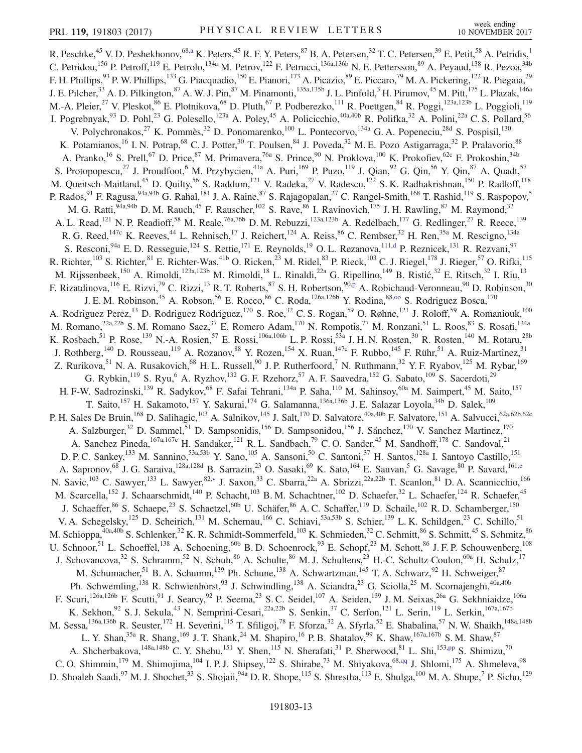R. Peschke,[45] V. D. Peshekhonov,[68,a] K. Peters,[45] R. F. Y. Peters,[87] B. A. Petersen,[32] T. C. Petersen,[39] E. Petit,[58] A. Petridis,[1] C. Petridou,[156] P. Petroff,[119] E. Petrolo,[134a] M. Petrov,[122] F. Petrucci,[136a,136b] N. E. Pettersson,[89] A. Peyaud,[138] R. Pezoa,[34b] F. H. Phillips,[93] P. W. Phillips,[133] G. Piacquadio,[150] E. Pianori,[173] A. Picazio,[89] E. Piccaro,[79] M. A. Pickering,[122] R. Piegaia,[29] J. E. Pilcher,[33] A. D. Pilkington,[87] A. W. J. Pin,[87] M. Pinamonti,[135a,135b] J. L. Pinfold,[3] H. Pirumov,[45] M. Pitt,[175] L. Plazak,[146a] M.-A. Pleier,[27] V. Pleskot,[86] E. Plotnikova,[68] D. Pluth,[67] P. Podberezko,[111] R. Poettgen,[84] R. Poggi,[123a,123b] L. Poggioli,[119] I. Pogrebnyak,[93] D. Pohl,[23] G. Polesello,[123a] A. Poley,[45] A. Policicchio,[40a,40b] R. Polifka,[32] A. Polini,[22a] C. S. Pollard,[56] V. Polychronakos,[27] K. Pommès,[32] D. Ponomarenko,[100] L. Pontecorvo,[134a] G. A. Popeneciu,[28d] S. Pospisil,[130] K. Potamianos,[16] I. N. Potrap,[68] C. J. Potter,[30] T. Poulsen,[84] J. Poveda,[32] M. E. Pozo Astigarraga,[32] P. Pralavorio,[88] A. Pranko,[16] S. Prell,[67] D. Price,[87] M. Primavera,[76a] S. Prince,[90] N. Proklova,[100] K. Prokofiev,[62c] F. Prokoshin,[34b] S. Protopopescu,[27] J. Proudfoot,[6] M. Przybycien,[41a] A. Puri,[169] P. Puzo,[119] J. Qian,[92] G. Qin,[56] Y. Qin,[87] A. Quadt,[57] M. Queitsch-Maitland,[45] D. Quilty,[56] S. Raddum,[121] V. Radeka,[27] V. Radescu,[122] S. K. Radhakrishnan,[150] P. Radloff,[118] P. Rados,[91] F. Ragusa,[94a,94b] G. Rahal,[181] J. A. Raine,[87] S. Rajagopalan,[27] C. Rangel-Smith,[168] T. Rashid,[119] S. Raspopov,[5] M. G. Ratti,[94a,94b] D. M. Rauch,[45] F. Rauscher,[102] S. Rave,[86] I. Ravinovich,[175] J. H. Rawling,[87] M. Raymond,[32] A. L. Read,[121] N. P. Readioff,[58] M. Reale,[76a,76b] D. M. Rebuzzi,[123a,123b] A. Redelbach,[177] G. Redlinger,[27] R. Reece,[139] R. G. Reed,[147c] K. Reeves,[44] L. Rehnisch,[17] J. Reichert,[124] A. Reiss,[86] C. Rembser,[32] H. Ren,[35a] M. Rescigno,[134a] S. Resconi,[94a] E. D. Resseguie,[124] S. Rettie,[171] E. Reynolds,[19] O. L. Rezanova,[111,d] P. Reznicek,[131] R. Rezvani,[97] R. Richter,[103] S. Richter,[81] E. Richter-Was,[41b] O. Ricken,[23] M. Ridel,[83] P. Rieck,[103] C. J. Riegel,[178] J. Rieger,[57] O. Rifki,[115] M. Rijssenbeek,[150] A. Rimoldi,[123a,123b] M. Rimoldi,[18] L. Rinaldi,[22a] G. Ripellino,[149] B. Ristić,[32] E. Ritsch,[32] I. Riu,[13] F. Rizatdinova,[116] E. Rizvi,[79] C. Rizzi,[13] R. T. Roberts,[87] S. H. Robertson,[90,p] A. Robichaud-Veronneau,[90] D. Robinson,[30] J. E. M. Robinson,[45] A. Robson,[56] E. Rocco,[86] C. Roda,[126a,126b] Y. Rodina,[88,oo] S. Rodriguez Bosca,[170] A. Rodriguez Perez,[13] D. Rodriguez Rodriguez,[170] S. Roe,[32] C. S. Rogan,[59] O. Røhne,[121] J. Roloff,[59] A. Romaniouk,[100] M. Romano,[22a,22b] S. M. Romano Saez,[37] E. Romero Adam,[170] N. Rompotis,[77] M. Ronzani,[51] L. Roos,[83] S. Rosati,[134a] K. Rosbach,[51] P. Rose,[139] N.-A. Rosien,[57] E. Rossi,[106a,106b] L. P. Rossi,[53a] J. H. N. Rosten,[30] R. Rosten,[140] M. Rotaru,[28b] J. Rothberg,[140] D. Rousseau,[119] A. Rozanov,[88] Y. Rozen,[154] X. Ruan,[147c] F. Rubbo,[145] F. Rühr,[51] A. Ruiz-Martinez,[31] Z. Rurikova,[51] N. A. Rusakovich,[68] H. L. Russell,[90] J. P. Rutherfoord,[7] N. Ruthmann,[32] Y. F. Ryabov,[125] M. Rybar,[169] G. Rybkin,[119] S. Ryu,[6] A. Ryzhov,[132] G. F. Rzehorz,[57] A. F. Saavedra,[152] G. Sabato,[109] S. Sacerdoti,[29] H. F-W. Sadrozinski,[139] R. Sadykov,[68] F. Safai Tehrani,[134a] P. Saha,[110] M. Sahinsoy,[60a] M. Saimpert,[45] M. Saito,[157] T. Saito,[157] H. Sakamoto,[157] Y. Sakurai,[174] G. Salamanna,[136a,136b] J. E. Salazar Loyola,[34b] D. Salek,[109] P. H. Sales De Bruin,[168] D. Salihagic,[103] A. Salnikov,[145] J. Salt,[170] D. Salvatore,[40a,40b] F. Salvatore,[151] A. Salvucci,[62a,62b,62c] A. Salzburger,[32] D. Sammel,[51] D. Sampsonidis,[156] D. Sampsonidou,[156] J. Sánchez,[170] V. Sanchez Martinez,[170] A. Sanchez Pineda,[167a,167c] H. Sandaker,[121] R. L. Sandbach,[79] C. O. Sander,[45] M. Sandhoff,[178] C. Sandoval,[21] D. P. C. Sankey,[133] M. Sannino,[53a,53b] Y. Sano,[105] A. Sansoni,[50] C. Santoni,[37] H. Santos,[128a] I. Santoyo Castillo,[151] A. Sapronov,[68] J. G. Saraiva,[128a,128d] B. Sarrazin,[23] O. Sasaki,[69] K. Sato,[164] E. Sauvan,[5] G. Savage,[80] P. Savard,[161,e] N. Savic,[103] C. Sawyer,[133] L. Sawyer,[82,v] J. Saxon,[33] C. Sbarra,[22a] A. Sbrizzi,[22a,22b] T. Scanlon,[81] D. A. Scannicchio,[166] M. Scarcella,[152] J. Schaarschmidt,[140] P. Schacht,[103] B. M. Schachtner,[102] D. Schaefer,[32] L. Schaefer,[124] R. Schaefer,[45] J. Schaeffer,[86] S. Schaepe,[23] S. Schaetzel,[60b] U. Schäfer,[86] A. C. Schaffer,[119] D. Schaile,[102] R. D. Schamberger,[150] V. A. Schegelsky,[125] D. Scheirich,[131] M. Schernau,[166] C. Schiavi,[53a,53b] S. Schier,[139] L. K. Schildgen,[23] C. Schillo,[51] M. Schioppa,[40a,40b] S. Schlenker,[32] K. R. Schmidt-Sommerfeld,[103] K. Schmieden,[32] C. Schmitt,[86] S. Schmitt,[45] S. Schmitz,[86] U. Schnoor,[51] L. Schoeffel,[138] A. Schoening,[60b] B. D. Schoenrock,[93] E. Schopf,[23] M. Schott,[86] J. F. P. Schouwenberg,[108] J. Schovancova,[32] S. Schramm,[52] N. Schuh,[86] A. Schulte,[86] M. J. Schultens,[23] H.-C. Schultz-Coulon,[60a] H. Schulz,[17] M. Schumacher,[51] B. A. Schumm,[139] Ph. Schune,[138] A. Schwartzman,[145] T. A. Schwarz,[92] H. Schweiger,[87] Ph. Schwemling,[138] R. Schwienhorst,[93] J. Schwindling,[138] A. Sciandra,[23] G. Sciolla,[25] M. Scornajenghi,[40a,40b] F. Scuri,[126a,126b] F. Scutti,[91] J. Searcy,[92] P. Seema,[23] S. C. Seidel,[107] A. Seiden,[139] J. M. Seixas,[26a] G. Sekhniaidze,[106a] K. Sekhon,[92] S. J. Sekula,[43] N. Semprini-Cesari,[22a,22b] S. Senkin,[37] C. Serfon,[121] L. Serin,[119] L. Serkin,[167a,167b] M. Sessa,[136a,136b] R. Seuster,[172] H. Severini,[115] T. Sfiligoj,[78] F. Sforza,[32] A. Sfyrla,[52] E. Shabalina,[57] N. W. Shaikh,[148a,148b] L. Y. Shan,[35a] R. Shang,[169] J. T. Shank,[24] M. Shapiro,[16] P. B. Shatalov,[99] K. Shaw,[167a,167b] S. M. Shaw,[87] A. Shcherbakova,[148a,148b] C. Y. Shehu,[151] Y. Shen,[115] N. Sherafati,[31] P. Sherwood,[81] L. Shi,[153,pp] S. Shimizu,[70] C. O. Shimmin,[179] M. Shimojima,[104] I. P. J. Shipsey,[122] S. Shirabe,[73] M. Shiyakova,[68,qq] J. Shlomi,[175] A. Shmeleva,[98] D. Shoaleh Saadi,[97] M. J. Shochet,[33] S. Shojaii,[94a] D. R. Shope,[115] S. Shrestha,[113] E. Shulga,[100] M. A. Shupe,[7] P. Sicho,[129]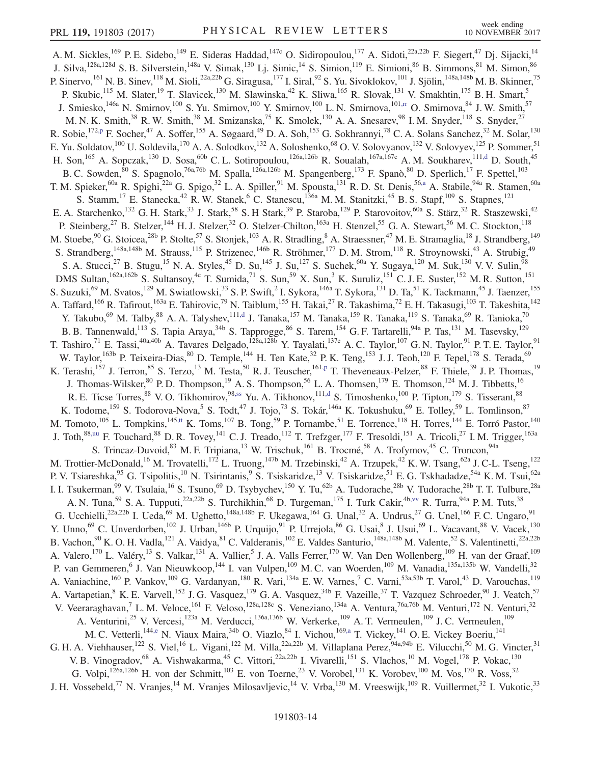A. M. Sickles,[169] P. E. Sidebo,[149] E. Sideras Haddad,[147c] O. Sidiropoulou,[177] A. Sidoti,[22a,22b] F. Siegert,[47] Dj. Sijacki,[14] J. Silva,[128a,128d] S. B. Silverstein,[148a] V. Simak,[130] Lj. Simic,[14] S. Simion,[119] E. Simioni,[86] B. Simmons,[81] M. Simon,[86] P. Sinervo,[161] N. B. Sinev,[118] M. Sioli,[22a,22b] G. Siragusa,[177] I. Siral,[92] S. Yu. Sivoklokov,[101] J. Sjölin,[148a,148b] M. B. Skinner,[75] P. Skubic,[115] M. Slater,[19] T. Slavicek,[130] M. Slawinska,[42] K. Sliwa,[165] R. Slovak,[131] V. Smakhtin,[175] B. H. Smart,[5] J. Smiesko,[146a] N. Smirnov,[100] S. Yu. Smirnov,[100] Y. Smirnov,[100] L. N. Smirnova,[101,rr] O. Smirnova,[84] J. W. Smith,[57] M. N. K. Smith,[38] R. W. Smith,[38] M. Smizanska,[75] K. Smolek,[130] A. A. Snesarev,[98] I. M. Snyder,[118] S. Snyder,[27] R. Sobie,[172,p] F. Socher,[47] A. Soffer,[155] A. Søgaard,[49] D. A. Soh,[153] G. Sokhrannyi,[78] C. A. Solans Sanchez,[32] M. Solar,[130] E. Yu. Soldatov,[100] U. Soldevila,[170] A. A. Solodkov,[132] A. Soloshenko,[68] O. V. Solovyanov,[132] V. Solovyev,[125] P. Sommer,[51] H. Son,[165] A. Sopczak,[130] D. Sosa,[60b] C. L. Sotiropoulou,[126a,126b] R. Soualah,[167a,167c] A. M. Soukharev,[111,d] D. South,[45] B. C. Sowden,[80] S. Spagnolo,[76a,76b] M. Spalla,[126a,126b] M. Spangenberg,[173] F. Spanò,[80] D. Sperlich,[17] F. Spettel,[103] T. M. Spieker,[60a] R. Spighi,[22a] G. Spigo,[32] L. A. Spiller,[91] M. Spousta,[131] R. D. St. Denis,[56,a] A. Stabile,[94a] R. Stamen,[60a] S. Stamm,[17] E. Stanecka,[42] R. W. Stanek,[6] C. Stanescu,[136a] M. M. Stanitzki,[45] B. S. Stapf,[109] S. Stapnes,[121] E. A. Starchenko,[132] G. H. Stark,[33] J. Stark,[58] S. H Stark,[39] P. Staroba,[129] P. Starovoitov,[60a] S. Stärz,[32] R. Staszewski,[42] P. Steinberg,[27] B. Stelzer,[144] H. J. Stelzer,[32] O. Stelzer-Chilton,[163a] H. Stenzel,[55] G. A. Stewart,[56] M. C. Stockton,[118] M. Stoebe,[90] G. Stoicea,[28b] P. Stolte,[57] S. Stonjek,[103] A. R. Stradling,[8] A. Straessner,[47] M. E. Stramaglia,[18] J. Strandberg,[149] S. Strandberg,[148a,148b] M. Strauss,[115] P. Strizenec,[146b] R. Ströhmer,[177] D. M. Strom,[118] R. Stroynowski,[43] A. Strubig,[49] S. A. Stucci,[27] B. Stugu,[15] N. A. Styles,[45] D. Su,[145] J. Su,[127] S. Suchek,[60a] Y. Sugaya,[120] M. Suk,[130] V. V. Sulin,[98] DMS Sultan,[162a,162b] S. Sultansoy,[4c] T. Sumida,[71] S. Sun,[59] X. Sun,[3] K. Suruliz,[151] C. J. E. Suster,[152] M. R. Sutton,[151] S. Suzuki,[69] M. Svatos,[129] M. Swiatlowski,[33] S. P. Swift,[2] I. Sykora,[146a] T. Sykora,[131] D. Ta,[51] K. Tackmann,[45] J. Taenzer,[155] A. Taffard,[166] R. Tafirout,[163a] E. Tahirovic,[79] N. Taiblum,[155] H. Takai,[27] R. Takashima,[72] E. H. Takasugi,[103] T. Takeshita,[142] Y. Takubo,[69] M. Talby,[88] A. A. Talyshev,[111,d] J. Tanaka,[157] M. Tanaka,[159] R. Tanaka,[119] S. Tanaka,[69] R. Tanioka,[70] B. B. Tannenwald,[113] S. Tapia Araya,[34b] S. Tapprogge,[86] S. Tarem,[154] G. F. Tartarelli,[94a] P. Tas,[131] M. Tasevsky,[129] T. Tashiro,[71] E. Tassi,[40a,40b] A. Tavares Delgado,[128a,128b] Y. Tayalati,[137e] A. C. Taylor,[107] G. N. Taylor,[91] P. T. E. Taylor,[91] W. Taylor,[163b] P. Teixeira-Dias,[80] D. Temple,[144] H. Ten Kate,[32] P. K. Teng,[153] J. J. Teoh,[120] F. Tepel,[178] S. Terada,[69] K. Terashi,[157] J. Terron,[85] S. Terzo,[13] M. Testa,[50] R. J. Teuscher,[161,p] T. Theveneaux-Pelzer,[88] F. Thiele,[39] J. P. Thomas,[19] J. Thomas-Wilsker,[80] P. D. Thompson,[19] A. S. Thompson,[56] L. A. Thomsen,[179] E. Thomson,[124] M. J. Tibbetts,[16] R. E. Ticse Torres,[88] V. O. Tikhomirov,[98,ss] Yu. A. Tikhonov,[111,d] S. Timoshenko,[100] P. Tipton,[179] S. Tisserant,[88] K. Todome,[159] S. Todorova-Nova,[5] S. Todt,[47] J. Tojo,[73] S. Tokár,[146a] K. Tokushuku,[69] E. Tolley,[59] L. Tomlinson,[87] M. Tomoto,[105] L. Tompkins,[145,tt] K. Toms,[107] B. Tong,[59] P. Tornambe,[51] E. Torrence,[118] H. Torres,[144] E. Torró Pastor,[140] J. Toth,[88,uu] F. Touchard,[88] D. R. Tovey,[141] C. J. Treado,[112] T. Trefzger,[177] F. Tresoldi,[151] A. Tricoli,[27] I. M. Trigger,[163a] S. Trincaz-Duvoid,[83] M. F. Tripiana,[13] W. Trischuk,[161] B. Trocmé,[58] A. Trofymov,[45] C. Troncon,[94a] M. Trottier-McDonald,[16] M. Trovatelli,[172] L. Truong,[147b] M. Trzebinski,[42] A. Trzupek,[42] K. W. Tsang,[62a] J. C-L. Tseng,[122] P. V. Tsiareshka,[95] G. Tsipolitis,[10] N. Tsirintanis,[9] S. Tsiskaridze,[13] V. Tsiskaridze,[51] E. G. Tskhadadze,[54a] K. M. Tsui,[62a] I. I. Tsukerman,[99] V. Tsulaia,[16] S. Tsuno,[69] D. Tsybychev,[150] Y. Tu,[62b] A. Tudorache,[28b] V. Tudorache,[28b] T. T. Tulbure,[28a] A. N. Tuna,[59] S. A. Tupputi,[22a,22b] S. Turchikhin,[68] D. Turgeman,[175] I. Turk Cakir,[4b,vv] R. Turra,[94a] P. M. Tuts,[38] G. Ucchielli,[22a,22b] I. Ueda,[69] M. Ughetto,[148a,148b] F. Ukegawa,[164] G. Unal,[32] A. Undrus,[27] G. Unel,[166] F. C. Ungaro,[91] Y. Unno,[69] C. Unverdorben,[102] J. Urban,[146b] P. Urquijo,[91] P. Urrejola,[86] G. Usai,[8] J. Usui,[69] L. Vacavant,[88] V. Vacek,[130] B. Vachon,[90] K. O. H. Vadla,[121] A. Vaidya,[81] C. Valderanis,[102] E. Valdes Santurio,[148a,148b] M. Valente,[52] S. Valentinetti,[22a,22b] A. Valero,[170] L. Valéry,[13] S. Valkar,[131] A. Vallier,[5] J. A. Valls Ferrer,[170] W. Van Den Wollenberg,[109] H. van der Graaf,[109] P. van Gemmeren,[6] J. Van Nieuwkoop,[144] I. van Vulpen,[109] M. C. van Woerden,[109] M. Vanadia,[135a,135b] W. Vandelli,[32] A. Vaniachine,[160] P. Vankov,[109] G. Vardanyan,[180] R. Vari,[134a] E. W. Varnes,[7] C. Varni,[53a,53b] T. Varol,[43] D. Varouchas,[119] A. Vartapetian,[8] K. E. Varvell,[152] J. G. Vasquez,[179] G. A. Vasquez,[34b] F. Vazeille,[37] T. Vazquez Schroeder,[90] J. Veatch,[57] V. Veeraraghavan,[7] L. M. Veloce,[161] F. Veloso,[128a,128c] S. Veneziano,[134a] A. Ventura,[76a,76b] M. Venturi,[172] N. Venturi,[32] A. Venturini,[25] V. Vercesi,[123a] M. Verducci,[136a,136b] W. Verkerke,[109] A. T. Vermeulen,[109] J. C. Vermeulen,[109] M. C. Vetterli,[144,e] N. Viaux Maira,[34b] O. Viazlo,[84] I. Vichou,[169,a] T. Vickey,[141] O. E. Vickey Boeriu,[141] G. H. A. Viehhauser,[122] S. Viel,[16] L. Vigani,[122] M. Villa,[22a,22b] M. Villaplana Perez,[94a,94b] E. Vilucchi,[50] M. G. Vincter,[31] V. B. Vinogradov,[68] A. Vishwakarma,[45] C. Vittori,[22a,22b] I. Vivarelli,[151] S. Vlachos,[10] M. Vogel,[178] P. Vokac,[130] G. Volpi,[126a,126b] H. von der Schmitt,[103] E. von Toerne,[23] V. Vorobel,[131] K. Vorobev,[100] M. Vos,[170] R. Voss,[32] J. H. Vossebeld,[77] N. Vranjes,[14] M. Vranjes Milosavljevic,[14] V. Vrba,[130] M. Vreeswijk,[109] R. Vuillermet,[32] I. Vukotic,[33]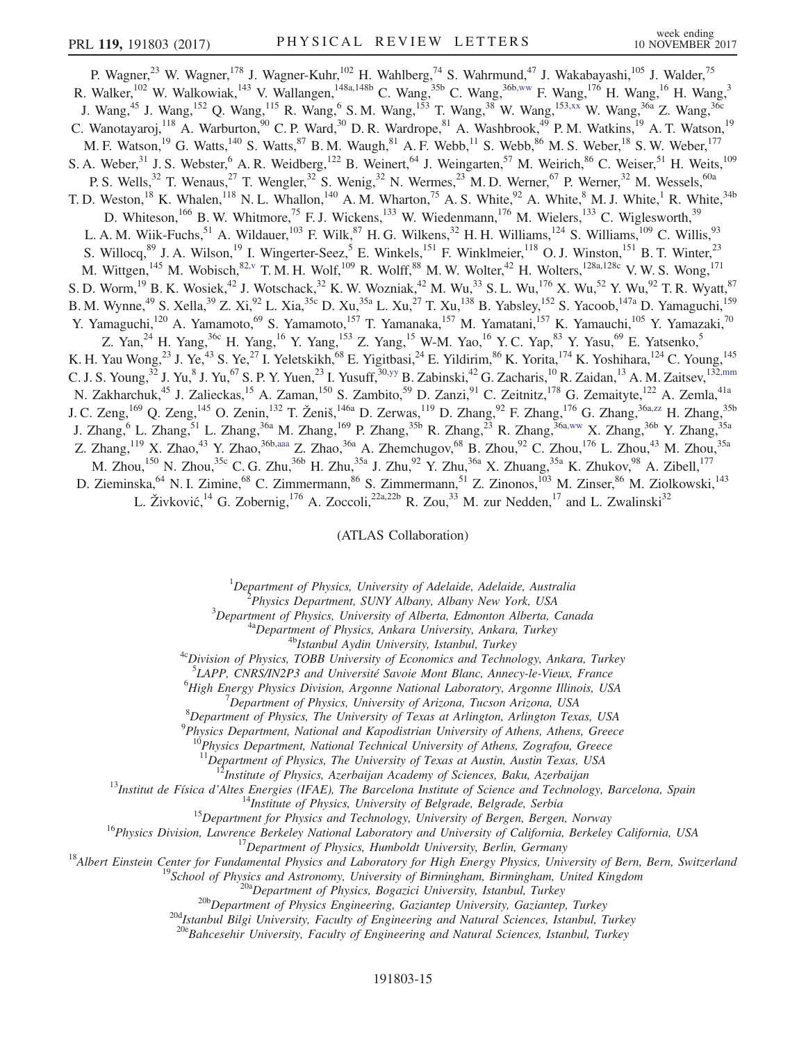P. Wagner,[23] W. Wagner,[178] J. Wagner-Kuhr,[102] H. Wahlberg,[74] S. Wahrmund,[47] J. Wakabayashi,[105] J. Walder,[75] R. Walker,[102] W. Walkowiak,[143] V. Wallangen,[148a,148b] C. Wang,[35b] C. Wang,[36b,ww] F. Wang,[176] H. Wang,[16] H. Wang,[3] J. Wang,[45] J. Wang,[152] Q. Wang,[115] R. Wang,[6] S. M. Wang,[153] T. Wang,[38] W. Wang,[153,xx] W. Wang,[36a] Z. Wang,[36c] C. Wanotayaroj,[118] A. Warburton,[90] C. P. Ward,[30] D. R. Wardrope,[81] A. Washbrook,[49] P. M. Watkins,[19] A. T. Watson,[19] M. F. Watson,[19] G. Watts,[140] S. Watts,[87] B. M. Waugh,[81] A. F. Webb,[11] S. Webb,[86] M. S. Weber,[18] S. W. Weber,[177] S. A. Weber,[31] J. S. Webster,[6] A. R. Weidberg,[122] B. Weinert,[64] J. Weingarten,[57] M. Weirich,[86] C. Weiser,[51] H. Weits,[109] P. S. Wells,[32] T. Wenaus,[27] T. Wengler,[32] S. Wenig,[32] N. Wermes,[23] M. D. Werner,[67] P. Werner,[32] M. Wessels,[60a] T. D. Weston,[18] K. Whalen,[118] N. L. Whallon,[140] A. M. Wharton,[75] A. S. White,[92] A. White,[8] M. J. White,[1] R. White,[34b] D. Whiteson,[166] B. W. Whitmore,[75] F. J. Wickens,[133] W. Wiedenmann,[176] M. Wielers,[133] C. Wiglesworth,[39] L. A. M. Wiik-Fuchs,[51] A. Wildauer,[103] F. Wilk,[87] H. G. Wilkens,[32] H. H. Williams,[124] S. Williams,[109] C. Willis,[93] S. Willocq,[89] J. A. Wilson,[19] I. Wingerter-Seez,[5] E. Winkels,[151] F. Winklmeier,[118] O. J. Winston,[151] B. T. Winter,[23] M. Wittgen,[145] M. Wobisch,[82,v] T. M. H. Wolf,[109] R. Wolff,[88] M. W. Wolter,[42] H. Wolters,[128a,128c] V. W. S. Wong,[171] S. D. Worm,[19] B. K. Wosiek,[42] J. Wotschack,[32] K. W. Wozniak,[42] M. Wu,[33] S. L. Wu,[176] X. Wu,[52] Y. Wu,[92] T. R. Wyatt,[87] B. M. Wynne,[49] S. Xella,[39] Z. Xi,[92] L. Xia,[35c] D. Xu,[35a] L. Xu,[27] T. Xu,[138] B. Yabsley,[152] S. Yacoob,[147a] D. Yamaguchi,[159] Y. Yamaguchi,[120] A. Yamamoto,[69] S. Yamamoto,[157] T. Yamanaka,[157] M. Yamatani,[157] K. Yamauchi,[105] Y. Yamazaki,[70] Z. Yan,[24] H. Yang,[36c] H. Yang,[16] Y. Yang,[153] Z. Yang,[15] W-M. Yao,[16] Y. C. Yap,[83] Y. Yasu,[69] E. Yatsenko,[5] K. H. Yau Wong,[23] J. Ye,[43] S. Ye,[27] I. Yeletskikh,[68] E. Yigitbasi,[24] E. Yildirim,[86] K. Yorita,[174] K. Yoshihara,[124] C. Young,[145] C. J. S. Young,[32] J. Yu,[8] J. Yu,[67] S. P. Y. Yuen,[23] I. Yusuff,[30,yy] B. Zabinski,[42] G. Zacharis,[10] R. Zaidan,[13] A. M. Zaitsev,[132,mm] N. Zakharchuk,[45] J. Zalieckas,[15] A. Zaman,[150] S. Zambito,[59] D. Zanzi,[91] C. Zeitnitz,[178] G. Zemaityte,[122] A. Zemla,[41a] J. C. Zeng,[169] Q. Zeng,[145] O. Zenin,[132] T. Ženiš,[146a] D. Zerwas,[119] D. Zhang,[92] F. Zhang,[176] G. Zhang,[36a,zz] H. Zhang,[35b] J. Zhang,[6] L. Zhang,[51] L. Zhang,[36a] M. Zhang,[169] P. Zhang,[35b] R. Zhang,[23] R. Zhang,[36a,ww] X. Zhang,[36b] Y. Zhang,[35a] Z. Zhang,[119] X. Zhao,[43] Y. Zhao,[36b,aaa] Z. Zhao,[36a] A. Zhemchugov,[68] B. Zhou,[92] C. Zhou,[176] L. Zhou,[43] M. Zhou,[35a] M. Zhou,[150] N. Zhou,[35c] C. G. Zhu,[36b] H. Zhu,[35a] J. Zhu,[92] Y. Zhu,[36a] X. Zhuang,[35a] K. Zhukov,[98] A. Zibell,[177] D. Zieminska,[64] N. I. Zimine,[68] C. Zimmermann,[86] S. Zimmermann,[51] Z. Zinonos,[103] M. Zinser,[86] M. Ziolkowski,[143] L. Živković,[14] G. Zobernig,[176] A. Zoccoli,[22a,22b] R. Zou,[33] M. zur Nedden,[17] and L. Zwalinski[32]

(ATLAS Collaboration)

[1] *Department of Physics, University of Adelaide, Adelaide, Australia*
[2] *Physics Department, SUNY Albany, Albany New York, USA*
[3] *Department of Physics, University of Alberta, Edmonton Alberta, Canada*
[4a] *Department of Physics, Ankara University, Ankara, Turkey*
[4b] *Istanbul Aydin University, Istanbul, Turkey*
[4c] *Division of Physics, TOBB University of Economics and Technology, Ankara, Turkey*
[5] *LAPP, CNRS/IN2P3 and Université Savoie Mont Blanc, Annecy-le-Vieux, France*
[6] *High Energy Physics Division, Argonne National Laboratory, Argonne Illinois, USA*
[7] *Department of Physics, University of Arizona, Tucson Arizona, USA*
[8] *Department of Physics, The University of Texas at Arlington, Arlington Texas, USA*
[9] *Physics Department, National and Kapodistrian University of Athens, Athens, Greece*
[10] *Physics Department, National Technical University of Athens, Zografou, Greece*
[11] *Department of Physics, The University of Texas at Austin, Austin Texas, USA*
[12] *Institute of Physics, Azerbaijan Academy of Sciences, Baku, Azerbaijan*
[13] *Institut de Física d'Altes Energies (IFAE), The Barcelona Institute of Science and Technology, Barcelona, Spain*
[14] *Institute of Physics, University of Belgrade, Belgrade, Serbia*
[15] *Department for Physics and Technology, University of Bergen, Bergen, Norway*
[16] *Physics Division, Lawrence Berkeley National Laboratory and University of California, Berkeley California, USA*
[17] *Department of Physics, Humboldt University, Berlin, Germany*
[18] *Albert Einstein Center for Fundamental Physics and Laboratory for High Energy Physics, University of Bern, Bern, Switzerland*
[19] *School of Physics and Astronomy, University of Birmingham, Birmingham, United Kingdom*
[20a] *Department of Physics, Bogazici University, Istanbul, Turkey*
[20b] *Department of Physics Engineering, Gaziantep University, Gaziantep, Turkey*
[20d] *Istanbul Bilgi University, Faculty of Engineering and Natural Sciences, Istanbul, Turkey*
[20e] *Bahcesehir University, Faculty of Engineering and Natural Sciences, Istanbul, Turkey*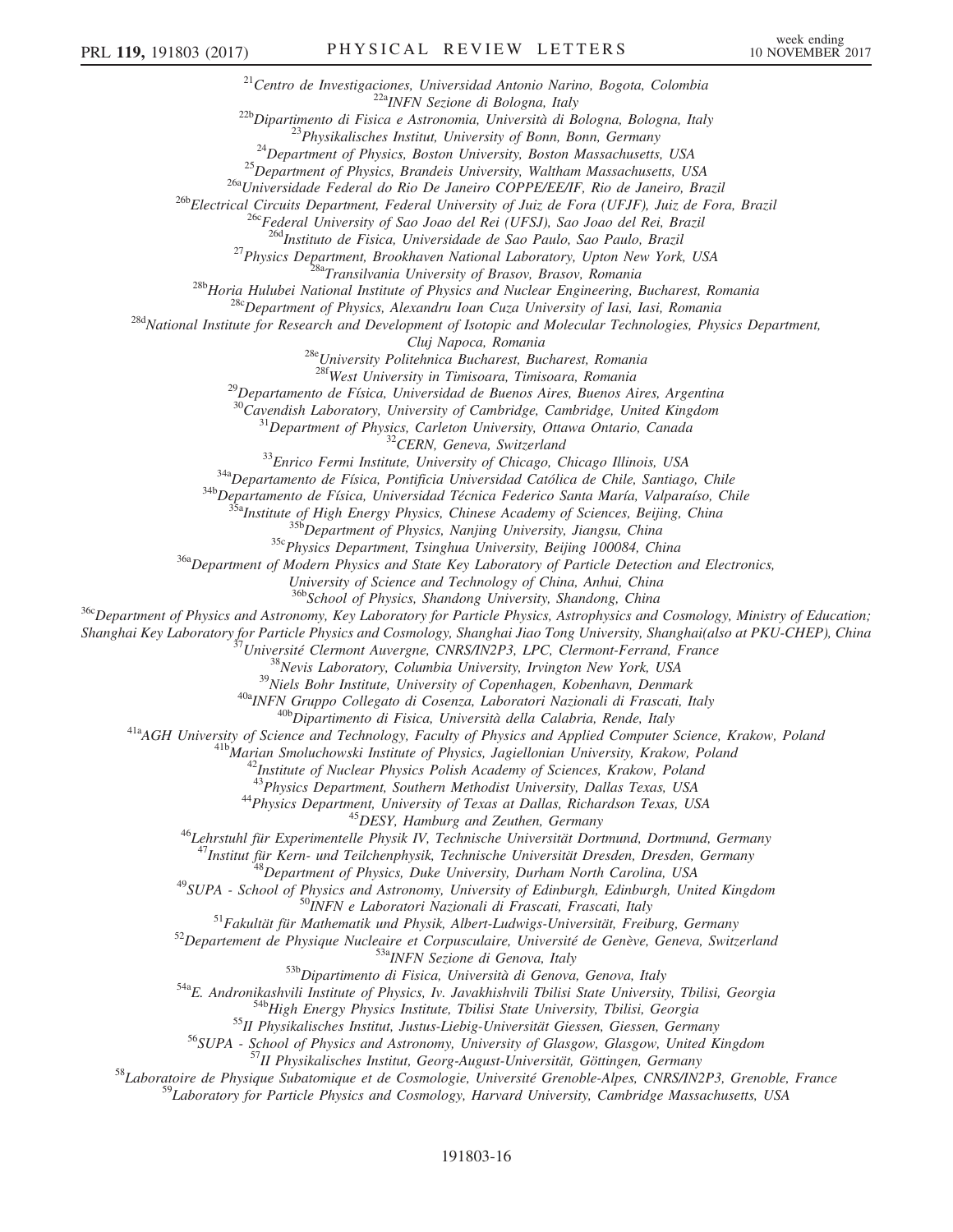[21]Centro de Investigaciones, Universidad Antonio Narino, Bogota, Colombia
[22a]INFN Sezione di Bologna, Italy
[22b]Dipartimento di Fisica e Astronomia, Università di Bologna, Bologna, Italy
[23]Physikalisches Institut, University of Bonn, Bonn, Germany
[24]Department of Physics, Boston University, Boston Massachusetts, USA
[25]Department of Physics, Brandeis University, Waltham Massachusetts, USA
[26a]Universidade Federal do Rio De Janeiro COPPE/EE/IF, Rio de Janeiro, Brazil
[26b]Electrical Circuits Department, Federal University of Juiz de Fora (UFJF), Juiz de Fora, Brazil
[26c]Federal University of Sao Joao del Rei (UFSJ), Sao Joao del Rei, Brazil
[26d]Instituto de Fisica, Universidade de Sao Paulo, Sao Paulo, Brazil
[27]Physics Department, Brookhaven National Laboratory, Upton New York, USA
[28a]Transilvania University of Brasov, Brasov, Romania
[28b]Horia Hulubei National Institute of Physics and Nuclear Engineering, Bucharest, Romania
[28c]Department of Physics, Alexandru Ioan Cuza University of Iasi, Iasi, Romania
[28d]National Institute for Research and Development of Isotopic and Molecular Technologies, Physics Department, Cluj Napoca, Romania
[28e]University Politehnica Bucharest, Bucharest, Romania
[28f]West University in Timisoara, Timisoara, Romania
[29]Departamento de Física, Universidad de Buenos Aires, Buenos Aires, Argentina
[30]Cavendish Laboratory, University of Cambridge, Cambridge, United Kingdom
[31]Department of Physics, Carleton University, Ottawa Ontario, Canada
[32]CERN, Geneva, Switzerland
[33]Enrico Fermi Institute, University of Chicago, Chicago Illinois, USA
[34a]Departamento de Física, Pontificia Universidad Católica de Chile, Santiago, Chile
[34b]Departamento de Física, Universidad Técnica Federico Santa María, Valparaíso, Chile
[35a]Institute of High Energy Physics, Chinese Academy of Sciences, Beijing, China
[35b]Department of Physics, Nanjing University, Jiangsu, China
[35c]Physics Department, Tsinghua University, Beijing 100084, China
[36a]Department of Modern Physics and State Key Laboratory of Particle Detection and Electronics, University of Science and Technology of China, Anhui, China
[36b]School of Physics, Shandong University, Shandong, China
[36c]Department of Physics and Astronomy, Key Laboratory for Particle Physics, Astrophysics and Cosmology, Ministry of Education; Shanghai Key Laboratory for Particle Physics and Cosmology, Shanghai Jiao Tong University, Shanghai(also at PKU-CHEP), China
[37]Université Clermont Auvergne, CNRS/IN2P3, LPC, Clermont-Ferrand, France
[38]Nevis Laboratory, Columbia University, Irvington New York, USA
[39]Niels Bohr Institute, University of Copenhagen, Kobenhavn, Denmark
[40a]INFN Gruppo Collegato di Cosenza, Laboratori Nazionali di Frascati, Italy
[40b]Dipartimento di Fisica, Università della Calabria, Rende, Italy
[41a]AGH University of Science and Technology, Faculty of Physics and Applied Computer Science, Krakow, Poland
[41b]Marian Smoluchowski Institute of Physics, Jagiellonian University, Krakow, Poland
[42]Institute of Nuclear Physics Polish Academy of Sciences, Krakow, Poland
[43]Physics Department, Southern Methodist University, Dallas Texas, USA
[44]Physics Department, University of Texas at Dallas, Richardson Texas, USA
[45]DESY, Hamburg and Zeuthen, Germany
[46]Lehrstuhl für Experimentelle Physik IV, Technische Universität Dortmund, Dortmund, Germany
[47]Institut für Kern- und Teilchenphysik, Technische Universität Dresden, Dresden, Germany
[48]Department of Physics, Duke University, Durham North Carolina, USA
[49]SUPA - School of Physics and Astronomy, University of Edinburgh, Edinburgh, United Kingdom
[50]INFN e Laboratori Nazionali di Frascati, Frascati, Italy
[51]Fakultät für Mathematik und Physik, Albert-Ludwigs-Universität, Freiburg, Germany
[52]Departement de Physique Nucleaire et Corpusculaire, Université de Genève, Geneva, Switzerland
[53a]INFN Sezione di Genova, Italy
[53b]Dipartimento di Fisica, Università di Genova, Genova, Italy
[54a]E. Andronikashvili Institute of Physics, Iv. Javakhishvili Tbilisi State University, Tbilisi, Georgia
[54b]High Energy Physics Institute, Tbilisi State University, Tbilisi, Georgia
[55]II Physikalisches Institut, Justus-Liebig-Universität Giessen, Giessen, Germany
[56]SUPA - School of Physics and Astronomy, University of Glasgow, Glasgow, United Kingdom
[57]II Physikalisches Institut, Georg-August-Universität, Göttingen, Germany
[58]Laboratoire de Physique Subatomique et de Cosmologie, Université Grenoble-Alpes, CNRS/IN2P3, Grenoble, France
[59]Laboratory for Particle Physics and Cosmology, Harvard University, Cambridge Massachusetts, USA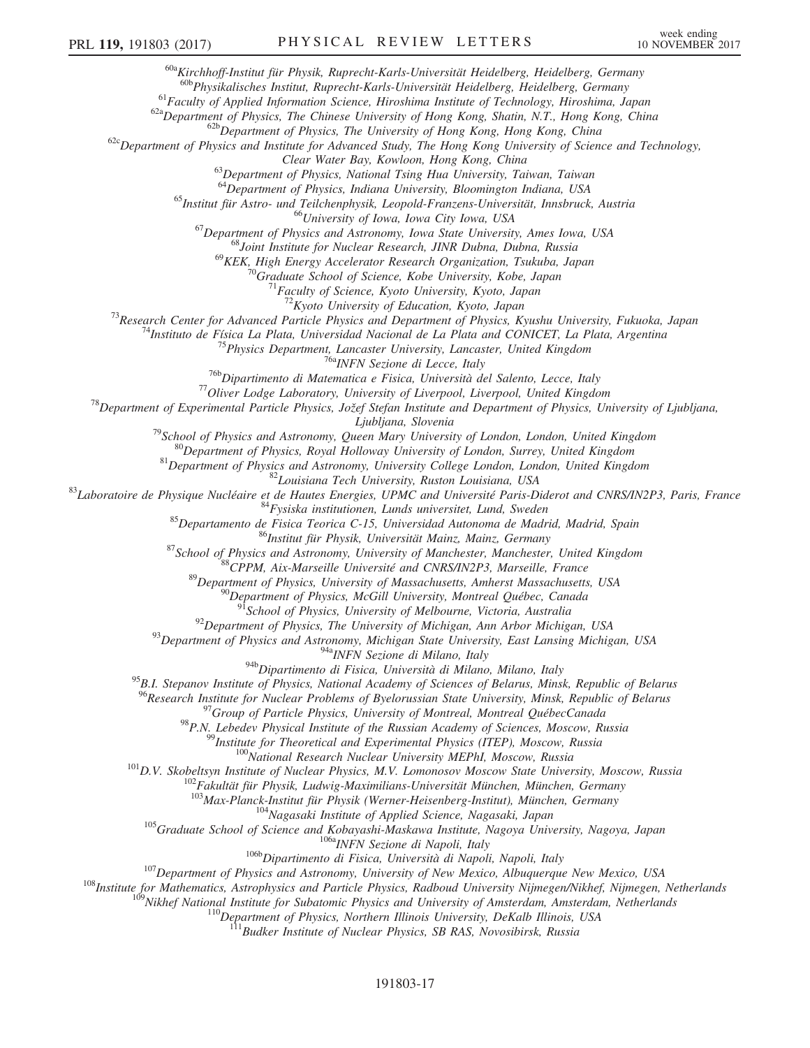[60a]Kirchhoff-Institut für Physik, Ruprecht-Karls-Universität Heidelberg, Heidelberg, Germany
[60b]Physikalisches Institut, Ruprecht-Karls-Universität Heidelberg, Heidelberg, Germany
[61]Faculty of Applied Information Science, Hiroshima Institute of Technology, Hiroshima, Japan
[62a]Department of Physics, The Chinese University of Hong Kong, Shatin, N.T., Hong Kong, China
[62b]Department of Physics, The University of Hong Kong, Hong Kong, China
[62c]Department of Physics and Institute for Advanced Study, The Hong Kong University of Science and Technology, Clear Water Bay, Kowloon, Hong Kong, China
[63]Department of Physics, National Tsing Hua University, Taiwan, Taiwan
[64]Department of Physics, Indiana University, Bloomington Indiana, USA
[65]Institut für Astro- und Teilchenphysik, Leopold-Franzens-Universität, Innsbruck, Austria
[66]University of Iowa, Iowa City Iowa, USA
[67]Department of Physics and Astronomy, Iowa State University, Ames Iowa, USA
[68]Joint Institute for Nuclear Research, JINR Dubna, Dubna, Russia
[69]KEK, High Energy Accelerator Research Organization, Tsukuba, Japan
[70]Graduate School of Science, Kobe University, Kobe, Japan
[71]Faculty of Science, Kyoto University, Kyoto, Japan
[72]Kyoto University of Education, Kyoto, Japan
[73]Research Center for Advanced Particle Physics and Department of Physics, Kyushu University, Fukuoka, Japan
[74]Instituto de Física La Plata, Universidad Nacional de La Plata and CONICET, La Plata, Argentina
[75]Physics Department, Lancaster University, Lancaster, United Kingdom
[76a]INFN Sezione di Lecce, Italy
[76b]Dipartimento di Matematica e Fisica, Università del Salento, Lecce, Italy
[77]Oliver Lodge Laboratory, University of Liverpool, Liverpool, United Kingdom
[78]Department of Experimental Particle Physics, Jožef Stefan Institute and Department of Physics, University of Ljubljana, Ljubljana, Slovenia
[79]School of Physics and Astronomy, Queen Mary University of London, London, United Kingdom
[80]Department of Physics, Royal Holloway University of London, Surrey, United Kingdom
[81]Department of Physics and Astronomy, University College London, London, United Kingdom
[82]Louisiana Tech University, Ruston Louisiana, USA
[83]Laboratoire de Physique Nucléaire et de Hautes Energies, UPMC and Université Paris-Diderot and CNRS/IN2P3, Paris, France
[84]Fysiska institutionen, Lunds universitet, Lund, Sweden
[85]Departamento de Fisica Teorica C-15, Universidad Autonoma de Madrid, Madrid, Spain
[86]Institut für Physik, Universität Mainz, Mainz, Germany
[87]School of Physics and Astronomy, University of Manchester, Manchester, United Kingdom
[88]CPPM, Aix-Marseille Université and CNRS/IN2P3, Marseille, France
[89]Department of Physics, University of Massachusetts, Amherst Massachusetts, USA
[90]Department of Physics, McGill University, Montreal Québec, Canada
[91]School of Physics, University of Melbourne, Victoria, Australia
[92]Department of Physics, The University of Michigan, Ann Arbor Michigan, USA
[93]Department of Physics and Astronomy, Michigan State University, East Lansing Michigan, USA
[94a]INFN Sezione di Milano, Italy
[94b]Dipartimento di Fisica, Università di Milano, Milano, Italy
[95]B.I. Stepanov Institute of Physics, National Academy of Sciences of Belarus, Minsk, Republic of Belarus
[96]Research Institute for Nuclear Problems of Byelorussian State University, Minsk, Republic of Belarus
[97]Group of Particle Physics, University of Montreal, Montreal QuébecCanada
[98]P.N. Lebedev Physical Institute of the Russian Academy of Sciences, Moscow, Russia
[99]Institute for Theoretical and Experimental Physics (ITEP), Moscow, Russia
[100]National Research Nuclear University MEPhI, Moscow, Russia
[101]D.V. Skobeltsyn Institute of Nuclear Physics, M.V. Lomonosov Moscow State University, Moscow, Russia
[102]Fakultät für Physik, Ludwig-Maximilians-Universität München, München, Germany
[103]Max-Planck-Institut für Physik (Werner-Heisenberg-Institut), München, Germany
[104]Nagasaki Institute of Applied Science, Nagasaki, Japan
[105]Graduate School of Science and Kobayashi-Maskawa Institute, Nagoya University, Nagoya, Japan
[106a]INFN Sezione di Napoli, Italy
[106b]Dipartimento di Fisica, Università di Napoli, Napoli, Italy
[107]Department of Physics and Astronomy, University of New Mexico, Albuquerque New Mexico, USA
[108]Institute for Mathematics, Astrophysics and Particle Physics, Radboud University Nijmegen/Nikhef, Nijmegen, Netherlands
[109]Nikhef National Institute for Subatomic Physics and University of Amsterdam, Amsterdam, Netherlands
[110]Department of Physics, Northern Illinois University, DeKalb Illinois, USA
[111]Budker Institute of Nuclear Physics, SB RAS, Novosibirsk, Russia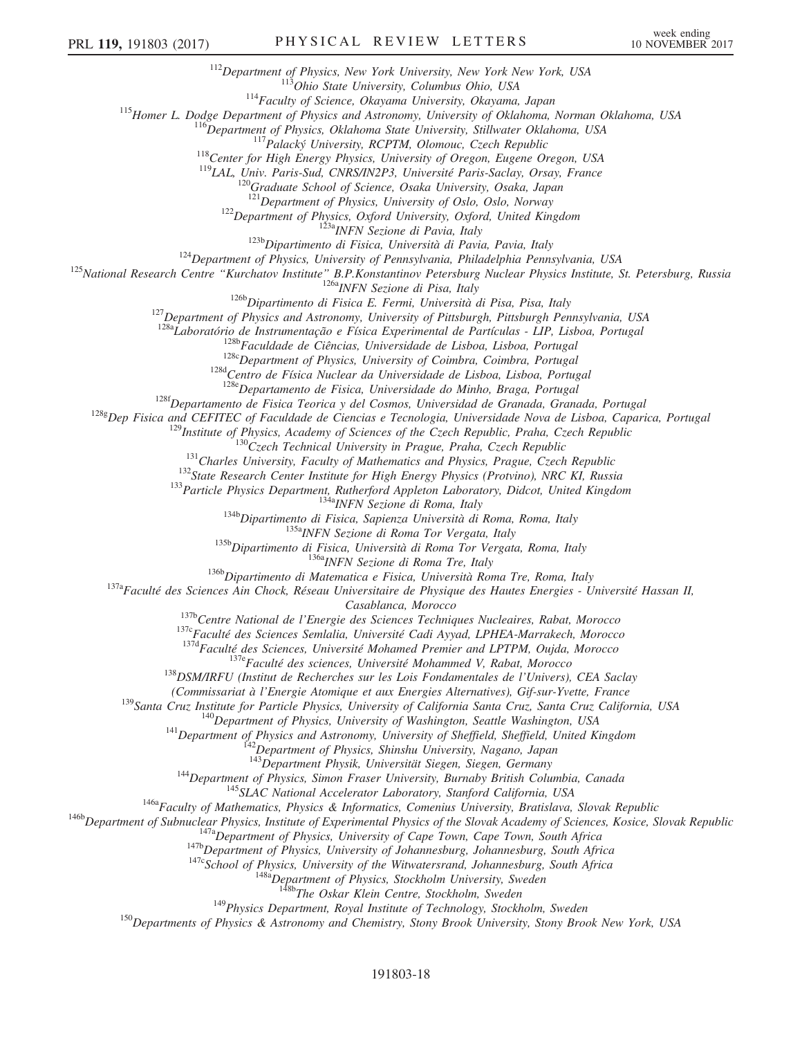[112]Department of Physics, New York University, New York New York, USA
[113]Ohio State University, Columbus Ohio, USA
[114]Faculty of Science, Okayama University, Okayama, Japan
[115]Homer L. Dodge Department of Physics and Astronomy, University of Oklahoma, Norman Oklahoma, USA
[116]Department of Physics, Oklahoma State University, Stillwater Oklahoma, USA
[117]Palacký University, RCPTM, Olomouc, Czech Republic
[118]Center for High Energy Physics, University of Oregon, Eugene Oregon, USA
[119]LAL, Univ. Paris-Sud, CNRS/IN2P3, Université Paris-Saclay, Orsay, France
[120]Graduate School of Science, Osaka University, Osaka, Japan
[121]Department of Physics, University of Oslo, Oslo, Norway
[122]Department of Physics, Oxford University, Oxford, United Kingdom
[123a]INFN Sezione di Pavia, Italy
[123b]Dipartimento di Fisica, Università di Pavia, Pavia, Italy
[124]Department of Physics, University of Pennsylvania, Philadelphia Pennsylvania, USA
[125]National Research Centre "Kurchatov Institute" B.P.Konstantinov Petersburg Nuclear Physics Institute, St. Petersburg, Russia
[126a]INFN Sezione di Pisa, Italy
[126b]Dipartimento di Fisica E. Fermi, Università di Pisa, Pisa, Italy
[127]Department of Physics and Astronomy, University of Pittsburgh, Pittsburgh Pennsylvania, USA
[128a]Laboratório de Instrumentação e Física Experimental de Partículas - LIP, Lisboa, Portugal
[128b]Faculdade de Ciências, Universidade de Lisboa, Lisboa, Portugal
[128c]Department of Physics, University of Coimbra, Coimbra, Portugal
[128d]Centro de Física Nuclear da Universidade de Lisboa, Lisboa, Portugal
[128e]Departamento de Fisica, Universidade do Minho, Braga, Portugal
[128f]Departamento de Fisica Teorica y del Cosmos, Universidad de Granada, Granada, Portugal
[128g]Dep Fisica and CEFITEC of Faculdade de Ciencias e Tecnologia, Universidade Nova de Lisboa, Caparica, Portugal
[129]Institute of Physics, Academy of Sciences of the Czech Republic, Praha, Czech Republic
[130]Czech Technical University in Prague, Praha, Czech Republic
[131]Charles University, Faculty of Mathematics and Physics, Prague, Czech Republic
[132]State Research Center Institute for High Energy Physics (Protvino), NRC KI, Russia
[133]Particle Physics Department, Rutherford Appleton Laboratory, Didcot, United Kingdom
[134a]INFN Sezione di Roma, Italy
[134b]Dipartimento di Fisica, Sapienza Università di Roma, Roma, Italy
[135a]INFN Sezione di Roma Tor Vergata, Italy
[135b]Dipartimento di Fisica, Università di Roma Tor Vergata, Roma, Italy
[136a]INFN Sezione di Roma Tre, Italy
[136b]Dipartimento di Matematica e Fisica, Università Roma Tre, Roma, Italy
[137a]Faculté des Sciences Ain Chock, Réseau Universitaire de Physique des Hautes Energies - Université Hassan II, Casablanca, Morocco
[137b]Centre National de l'Energie des Sciences Techniques Nucleaires, Rabat, Morocco
[137c]Faculté des Sciences Semlalia, Université Cadi Ayyad, LPHEA-Marrakech, Morocco
[137d]Faculté des Sciences, Université Mohamed Premier and LPTPM, Oujda, Morocco
[137e]Faculté des sciences, Université Mohammed V, Rabat, Morocco
[138]DSM/IRFU (Institut de Recherches sur les Lois Fondamentales de l'Univers), CEA Saclay (Commissariat à l'Energie Atomique et aux Energies Alternatives), Gif-sur-Yvette, France
[139]Santa Cruz Institute for Particle Physics, University of California Santa Cruz, Santa Cruz California, USA
[140]Department of Physics, University of Washington, Seattle Washington, USA
[141]Department of Physics and Astronomy, University of Sheffield, Sheffield, United Kingdom
[142]Department of Physics, Shinshu University, Nagano, Japan
[143]Department Physik, Universität Siegen, Siegen, Germany
[144]Department of Physics, Simon Fraser University, Burnaby British Columbia, Canada
[145]SLAC National Accelerator Laboratory, Stanford California, USA
[146a]Faculty of Mathematics, Physics & Informatics, Comenius University, Bratislava, Slovak Republic
[146b]Department of Subnuclear Physics, Institute of Experimental Physics of the Slovak Academy of Sciences, Kosice, Slovak Republic
[147a]Department of Physics, University of Cape Town, Cape Town, South Africa
[147b]Department of Physics, University of Johannesburg, Johannesburg, South Africa
[147c]School of Physics, University of the Witwatersrand, Johannesburg, South Africa
[148a]Department of Physics, Stockholm University, Sweden
[148b]The Oskar Klein Centre, Stockholm, Sweden
[149]Physics Department, Royal Institute of Technology, Stockholm, Sweden
[150]Departments of Physics & Astronomy and Chemistry, Stony Brook University, Stony Brook New York, USA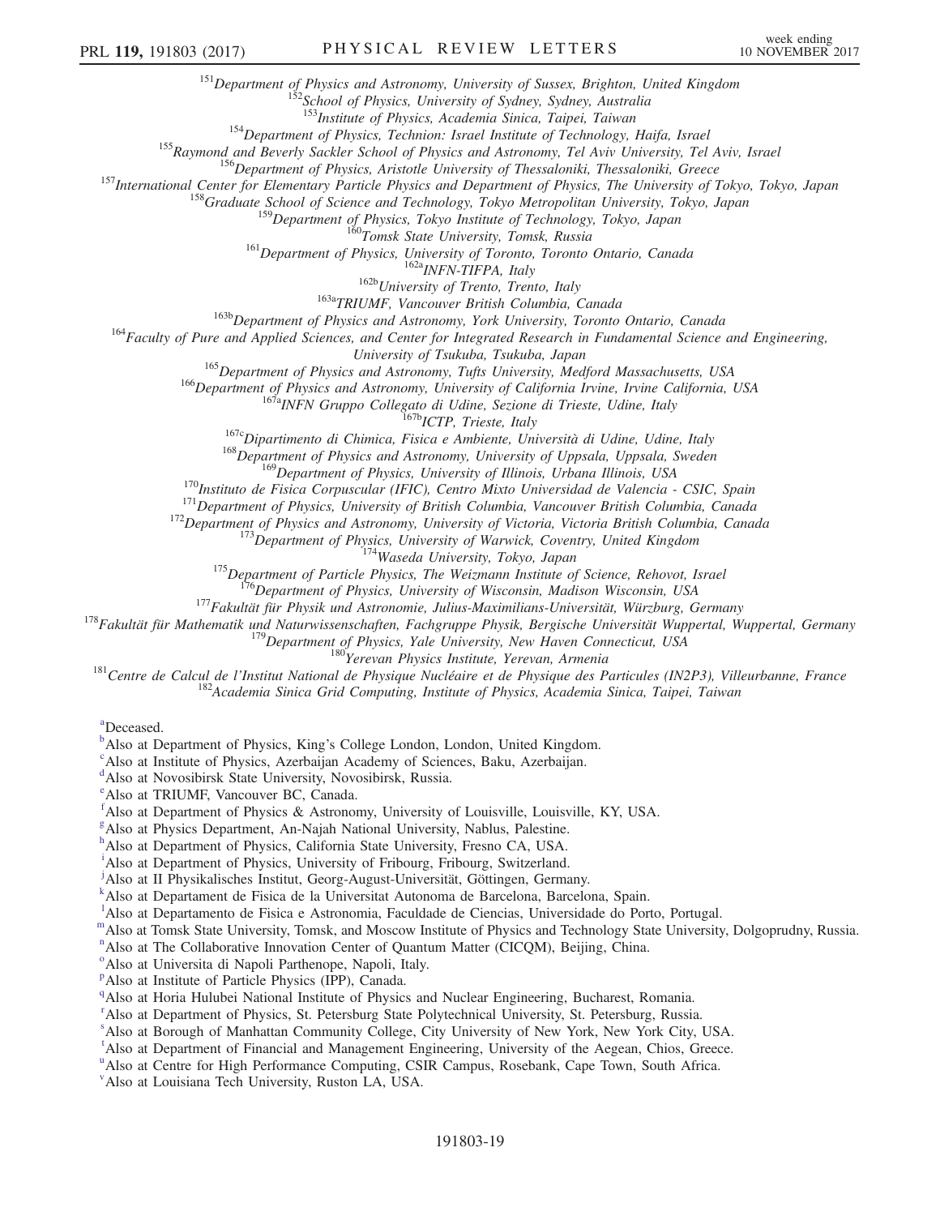[151] *Department of Physics and Astronomy, University of Sussex, Brighton, United Kingdom*
[152] *School of Physics, University of Sydney, Sydney, Australia*
[153] *Institute of Physics, Academia Sinica, Taipei, Taiwan*
[154] *Department of Physics, Technion: Israel Institute of Technology, Haifa, Israel*
[155] *Raymond and Beverly Sackler School of Physics and Astronomy, Tel Aviv University, Tel Aviv, Israel*
[156] *Department of Physics, Aristotle University of Thessaloniki, Thessaloniki, Greece*
[157] *International Center for Elementary Particle Physics and Department of Physics, The University of Tokyo, Tokyo, Japan*
[158] *Graduate School of Science and Technology, Tokyo Metropolitan University, Tokyo, Japan*
[159] *Department of Physics, Tokyo Institute of Technology, Tokyo, Japan*
[160] *Tomsk State University, Tomsk, Russia*
[161] *Department of Physics, University of Toronto, Toronto Ontario, Canada*
[162a] *INFN-TIFPA, Italy*
[162b] *University of Trento, Trento, Italy*
[163a] *TRIUMF, Vancouver British Columbia, Canada*
[163b] *Department of Physics and Astronomy, York University, Toronto Ontario, Canada*
[164] *Faculty of Pure and Applied Sciences, and Center for Integrated Research in Fundamental Science and Engineering, University of Tsukuba, Tsukuba, Japan*
[165] *Department of Physics and Astronomy, Tufts University, Medford Massachusetts, USA*
[166] *Department of Physics and Astronomy, University of California Irvine, Irvine California, USA*
[167a] *INFN Gruppo Collegato di Udine, Sezione di Trieste, Udine, Italy*
[167b] *ICTP, Trieste, Italy*
[167c] *Dipartimento di Chimica, Fisica e Ambiente, Università di Udine, Udine, Italy*
[168] *Department of Physics and Astronomy, University of Uppsala, Uppsala, Sweden*
[169] *Department of Physics, University of Illinois, Urbana Illinois, USA*
[170] *Instituto de Fisica Corpuscular (IFIC), Centro Mixto Universidad de Valencia - CSIC, Spain*
[171] *Department of Physics, University of British Columbia, Vancouver British Columbia, Canada*
[172] *Department of Physics and Astronomy, University of Victoria, Victoria British Columbia, Canada*
[173] *Department of Physics, University of Warwick, Coventry, United Kingdom*
[174] *Waseda University, Tokyo, Japan*
[175] *Department of Particle Physics, The Weizmann Institute of Science, Rehovot, Israel*
[176] *Department of Physics, University of Wisconsin, Madison Wisconsin, USA*
[177] *Fakultät für Physik und Astronomie, Julius-Maximilians-Universität, Würzburg, Germany*
[178] *Fakultät für Mathematik und Naturwissenschaften, Fachgruppe Physik, Bergische Universität Wuppertal, Wuppertal, Germany*
[179] *Department of Physics, Yale University, New Haven Connecticut, USA*
[180] *Yerevan Physics Institute, Yerevan, Armenia*
[181] *Centre de Calcul de l'Institut National de Physique Nucléaire et de Physique des Particules (IN2P3), Villeurbanne, France*
[182] *Academia Sinica Grid Computing, Institute of Physics, Academia Sinica, Taipei, Taiwan*

[a] Deceased.
[b] Also at Department of Physics, King's College London, London, United Kingdom.
[c] Also at Institute of Physics, Azerbaijan Academy of Sciences, Baku, Azerbaijan.
[d] Also at Novosibirsk State University, Novosibirsk, Russia.
[e] Also at TRIUMF, Vancouver BC, Canada.
[f] Also at Department of Physics & Astronomy, University of Louisville, Louisville, KY, USA.
[g] Also at Physics Department, An-Najah National University, Nablus, Palestine.
[h] Also at Department of Physics, California State University, Fresno CA, USA.
[i] Also at Department of Physics, University of Fribourg, Fribourg, Switzerland.
[j] Also at II Physikalisches Institut, Georg-August-Universität, Göttingen, Germany.
[k] Also at Departament de Fisica de la Universitat Autonoma de Barcelona, Barcelona, Spain.
[l] Also at Departamento de Fisica e Astronomia, Faculdade de Ciencias, Universidade do Porto, Portugal.
[m] Also at Tomsk State University, Tomsk, and Moscow Institute of Physics and Technology State University, Dolgoprudny, Russia.
[n] Also at The Collaborative Innovation Center of Quantum Matter (CICQM), Beijing, China.
[o] Also at Universita di Napoli Parthenope, Napoli, Italy.
[p] Also at Institute of Particle Physics (IPP), Canada.
[q] Also at Horia Hulubei National Institute of Physics and Nuclear Engineering, Bucharest, Romania.
[r] Also at Department of Physics, St. Petersburg State Polytechnical University, St. Petersburg, Russia.
[s] Also at Borough of Manhattan Community College, City University of New York, New York City, USA.
[t] Also at Department of Financial and Management Engineering, University of the Aegean, Chios, Greece.
[u] Also at Centre for High Performance Computing, CSIR Campus, Rosebank, Cape Town, South Africa.
[v] Also at Louisiana Tech University, Ruston LA, USA.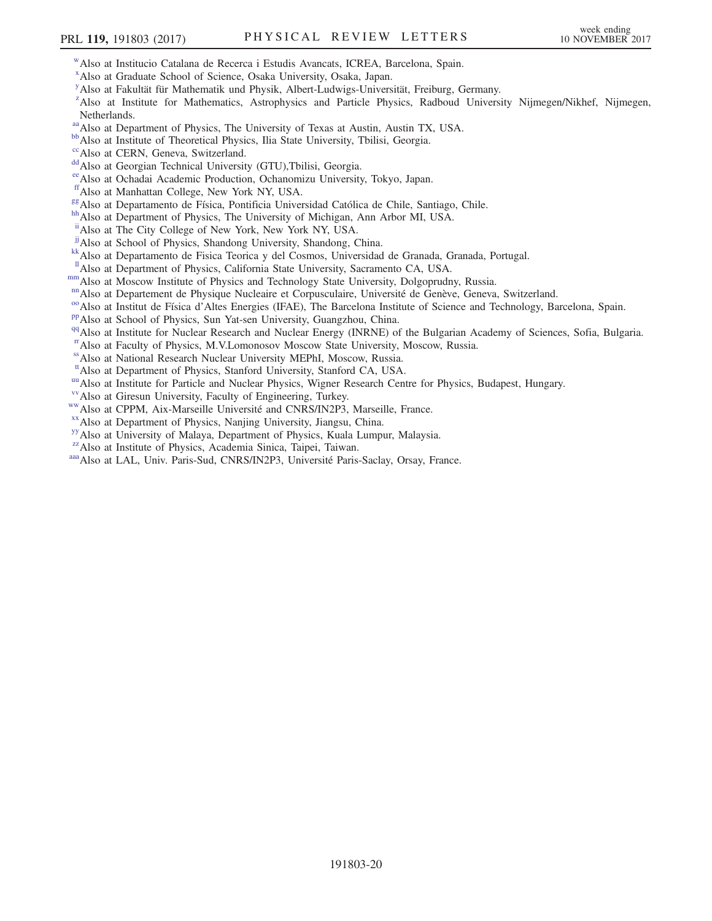[w]Also at Institucio Catalana de Recerca i Estudis Avancats, ICREA, Barcelona, Spain.

[x]Also at Graduate School of Science, Osaka University, Osaka, Japan.

[y]Also at Fakultät für Mathematik und Physik, Albert-Ludwigs-Universität, Freiburg, Germany.

[z]Also at Institute for Mathematics, Astrophysics and Particle Physics, Radboud University Nijmegen/Nikhef, Nijmegen, Netherlands.

[aa]Also at Department of Physics, The University of Texas at Austin, Austin TX, USA.

[bb]Also at Institute of Theoretical Physics, Ilia State University, Tbilisi, Georgia.

[cc]Also at CERN, Geneva, Switzerland.

[dd]Also at Georgian Technical University (GTU),Tbilisi, Georgia.

[ee]Also at Ochadai Academic Production, Ochanomizu University, Tokyo, Japan.

[ff]Also at Manhattan College, New York NY, USA.

[gg]Also at Departamento de Física, Pontificia Universidad Católica de Chile, Santiago, Chile.

[hh]Also at Department of Physics, The University of Michigan, Ann Arbor MI, USA.

[ii]Also at The City College of New York, New York NY, USA.

[jj]Also at School of Physics, Shandong University, Shandong, China.

[kk]Also at Departamento de Fisica Teorica y del Cosmos, Universidad de Granada, Granada, Portugal.

[ll]Also at Department of Physics, California State University, Sacramento CA, USA.

[mm]Also at Moscow Institute of Physics and Technology State University, Dolgoprudny, Russia.

[nn]Also at Departement de Physique Nucleaire et Corpusculaire, Université de Genève, Geneva, Switzerland.

[oo]Also at Institut de Física d'Altes Energies (IFAE), The Barcelona Institute of Science and Technology, Barcelona, Spain.

[pp]Also at School of Physics, Sun Yat-sen University, Guangzhou, China.

[qq]Also at Institute for Nuclear Research and Nuclear Energy (INRNE) of the Bulgarian Academy of Sciences, Sofia, Bulgaria.

[rr]Also at Faculty of Physics, M.V.Lomonosov Moscow State University, Moscow, Russia.

[ss]Also at National Research Nuclear University MEPhI, Moscow, Russia.

[tt]Also at Department of Physics, Stanford University, Stanford CA, USA.

[uu]Also at Institute for Particle and Nuclear Physics, Wigner Research Centre for Physics, Budapest, Hungary.

[vv]Also at Giresun University, Faculty of Engineering, Turkey.

[ww]Also at CPPM, Aix-Marseille Université and CNRS/IN2P3, Marseille, France.

[xx]Also at Department of Physics, Nanjing University, Jiangsu, China.

[yy]Also at University of Malaya, Department of Physics, Kuala Lumpur, Malaysia.

[zz]Also at Institute of Physics, Academia Sinica, Taipei, Taiwan.

[aaa]Also at LAL, Univ. Paris-Sud, CNRS/IN2P3, Université Paris-Saclay, Orsay, France.